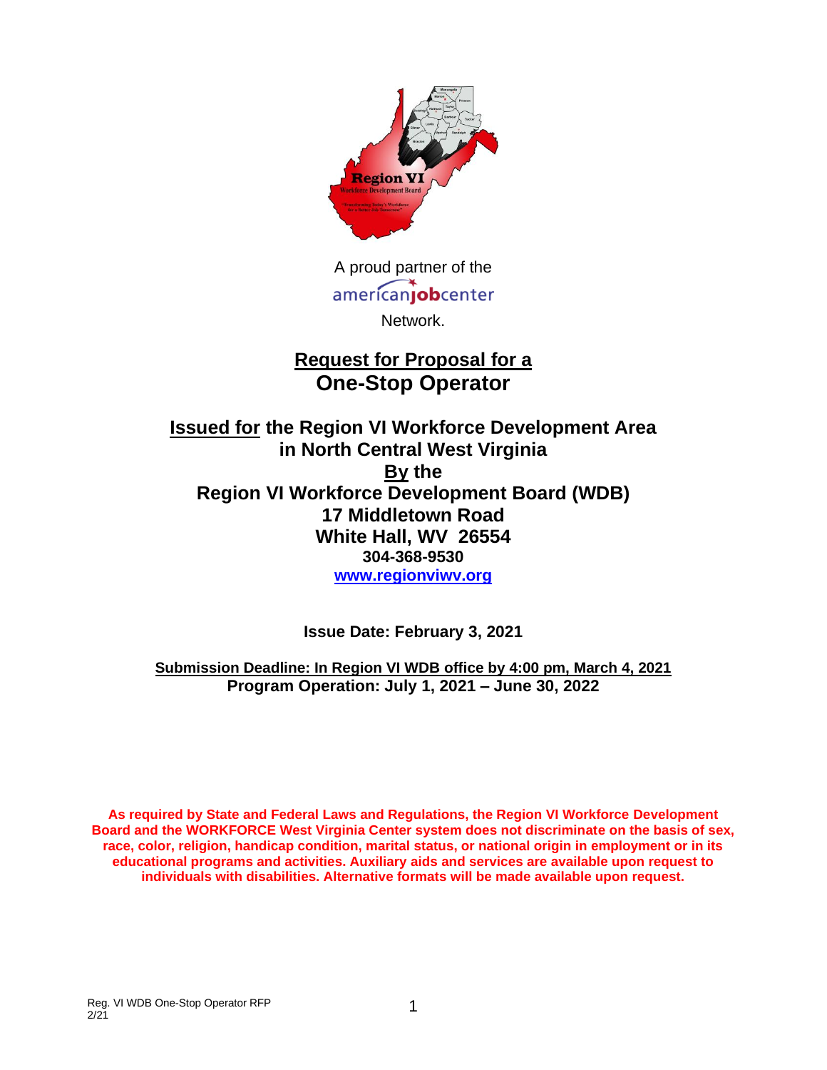A proud partner of the

americanjobcenter

Network.

# Request for Proposal for a One-Stop Operator

## Issued for the Region VI Workforce Development Area in North Central West Virginia By the Region VI Workforce Development Board (WDB) 17 Middletown Road White Hall, WV 26554

**304-368-9530**

**www.regionviwv.org**

**Issue Date: February 3, 2021**

**Submission Deadline: In Region VI WDB office by 4:00 pm, March 4, 2021**
**Program Operation: July 1, 2021 – June 30, 2022**

**As required by State and Federal Laws and Regulations, the Region VI Workforce Development Board and the WORKFORCE West Virginia Center system does not discriminate on the basis of sex, race, color, religion, handicap condition, marital status, or national origin in employment or in its educational programs and activities. Auxiliary aids and services are available upon request to individuals with disabilities. Alternative formats will be made available upon request.**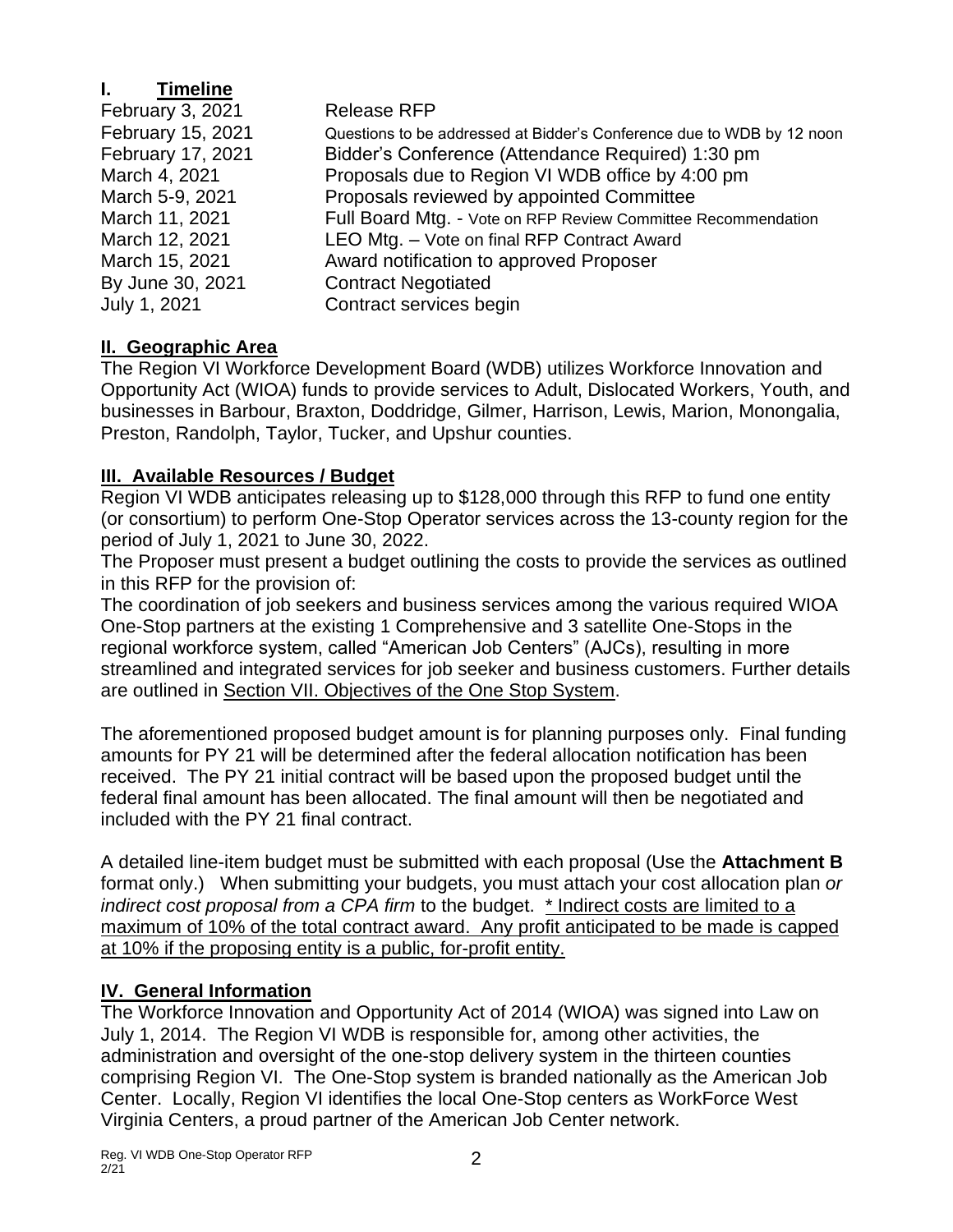## I. Timeline

| | |
|---|---|
| February 3, 2021 | Release RFP |
| February 15, 2021 | Questions to be addressed at Bidder's Conference due to WDB by 12 noon |
| February 17, 2021 | Bidder's Conference (Attendance Required) 1:30 pm |
| March 4, 2021 | Proposals due to Region VI WDB office by 4:00 pm |
| March 5-9, 2021 | Proposals reviewed by appointed Committee |
| March 11, 2021 | Full Board Mtg. - Vote on RFP Review Committee Recommendation |
| March 12, 2021 | LEO Mtg. – Vote on final RFP Contract Award |
| March 15, 2021 | Award notification to approved Proposer |
| By June 30, 2021 | Contract Negotiated |
| July 1, 2021 | Contract services begin |

## II. Geographic Area

The Region VI Workforce Development Board (WDB) utilizes Workforce Innovation and Opportunity Act (WIOA) funds to provide services to Adult, Dislocated Workers, Youth, and businesses in Barbour, Braxton, Doddridge, Gilmer, Harrison, Lewis, Marion, Monongalia, Preston, Randolph, Taylor, Tucker, and Upshur counties.

## III. Available Resources / Budget

Region VI WDB anticipates releasing up to $128,000 through this RFP to fund one entity (or consortium) to perform One-Stop Operator services across the 13-county region for the period of July 1, 2021 to June 30, 2022.

The Proposer must present a budget outlining the costs to provide the services as outlined in this RFP for the provision of:

The coordination of job seekers and business services among the various required WIOA One-Stop partners at the existing 1 Comprehensive and 3 satellite One-Stops in the regional workforce system, called "American Job Centers" (AJCs), resulting in more streamlined and integrated services for job seeker and business customers. Further details are outlined in Section VII. Objectives of the One Stop System.

The aforementioned proposed budget amount is for planning purposes only. Final funding amounts for PY 21 will be determined after the federal allocation notification has been received. The PY 21 initial contract will be based upon the proposed budget until the federal final amount has been allocated. The final amount will then be negotiated and included with the PY 21 final contract.

A detailed line-item budget must be submitted with each proposal (Use the **Attachment B** format only.) When submitting your budgets, you must attach your cost allocation plan *or indirect cost proposal from a CPA firm* to the budget. * Indirect costs are limited to a maximum of 10% of the total contract award. Any profit anticipated to be made is capped at 10% if the proposing entity is a public, for-profit entity.

## IV. General Information

The Workforce Innovation and Opportunity Act of 2014 (WIOA) was signed into Law on July 1, 2014. The Region VI WDB is responsible for, among other activities, the administration and oversight of the one-stop delivery system in the thirteen counties comprising Region VI. The One-Stop system is branded nationally as the American Job Center. Locally, Region VI identifies the local One-Stop centers as WorkForce West Virginia Centers, a proud partner of the American Job Center network.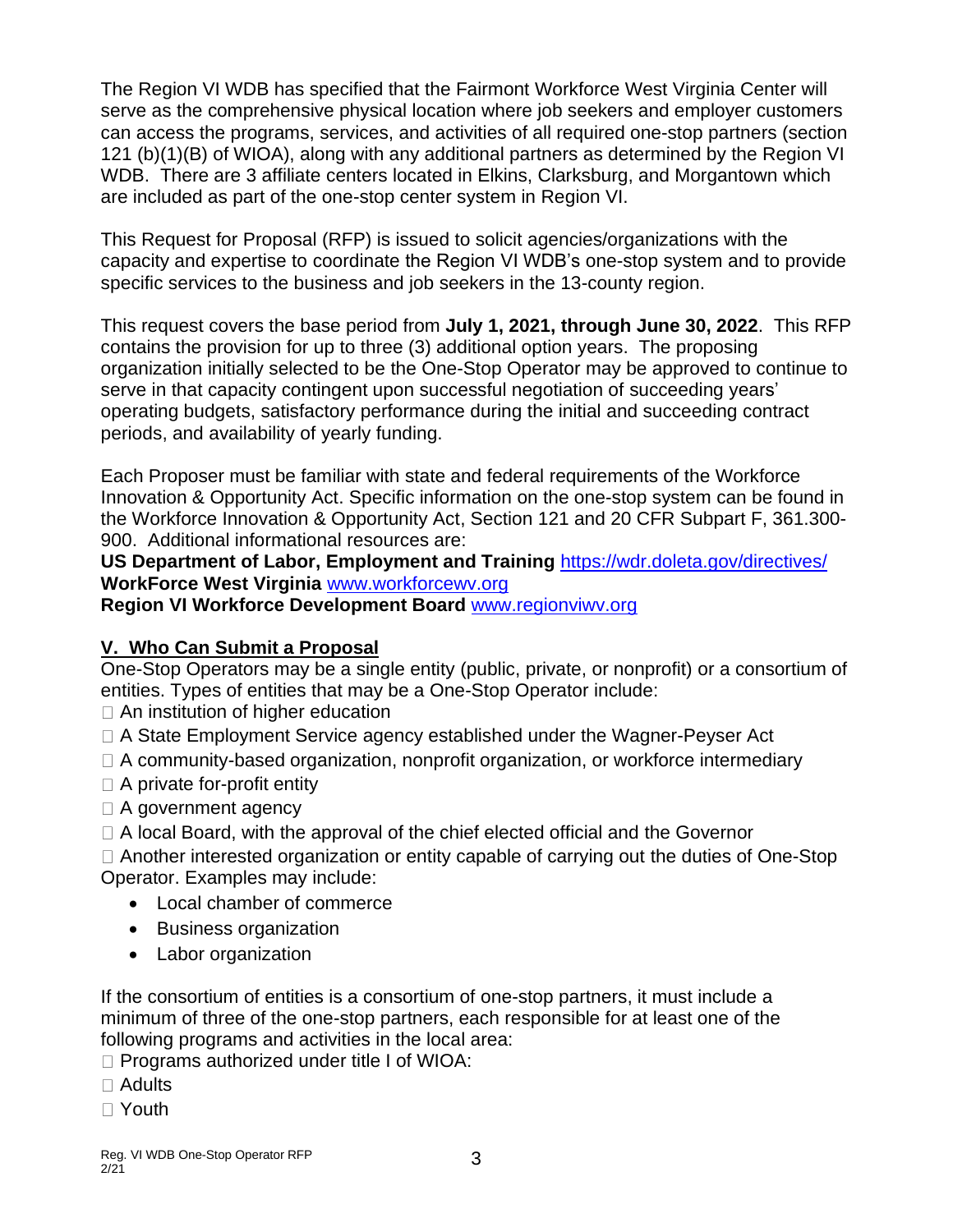The Region VI WDB has specified that the Fairmont Workforce West Virginia Center will serve as the comprehensive physical location where job seekers and employer customers can access the programs, services, and activities of all required one-stop partners (section 121 (b)(1)(B) of WIOA), along with any additional partners as determined by the Region VI WDB. There are 3 affiliate centers located in Elkins, Clarksburg, and Morgantown which are included as part of the one-stop center system in Region VI.

This Request for Proposal (RFP) is issued to solicit agencies/organizations with the capacity and expertise to coordinate the Region VI WDB's one-stop system and to provide specific services to the business and job seekers in the 13-county region.

This request covers the base period from **July 1, 2021, through June 30, 2022**. This RFP contains the provision for up to three (3) additional option years. The proposing organization initially selected to be the One-Stop Operator may be approved to continue to serve in that capacity contingent upon successful negotiation of succeeding years' operating budgets, satisfactory performance during the initial and succeeding contract periods, and availability of yearly funding.

Each Proposer must be familiar with state and federal requirements of the Workforce Innovation & Opportunity Act. Specific information on the one-stop system can be found in the Workforce Innovation & Opportunity Act, Section 121 and 20 CFR Subpart F, 361.300-900. Additional informational resources are:
**US Department of Labor, Employment and Training** https://wdr.doleta.gov/directives/
**WorkForce West Virginia** www.workforcewv.org
**Region VI Workforce Development Board** www.regionviwv.org

## V. Who Can Submit a Proposal

One-Stop Operators may be a single entity (public, private, or nonprofit) or a consortium of entities. Types of entities that may be a One-Stop Operator include:

- An institution of higher education
- A State Employment Service agency established under the Wagner-Peyser Act
- A community-based organization, nonprofit organization, or workforce intermediary
- A private for-profit entity
- A government agency
- A local Board, with the approval of the chief elected official and the Governor
- Another interested organization or entity capable of carrying out the duties of One-Stop Operator. Examples may include:
  - Local chamber of commerce
  - Business organization
  - Labor organization

If the consortium of entities is a consortium of one-stop partners, it must include a minimum of three of the one-stop partners, each responsible for at least one of the following programs and activities in the local area:

- Programs authorized under title I of WIOA:
- Adults
- Youth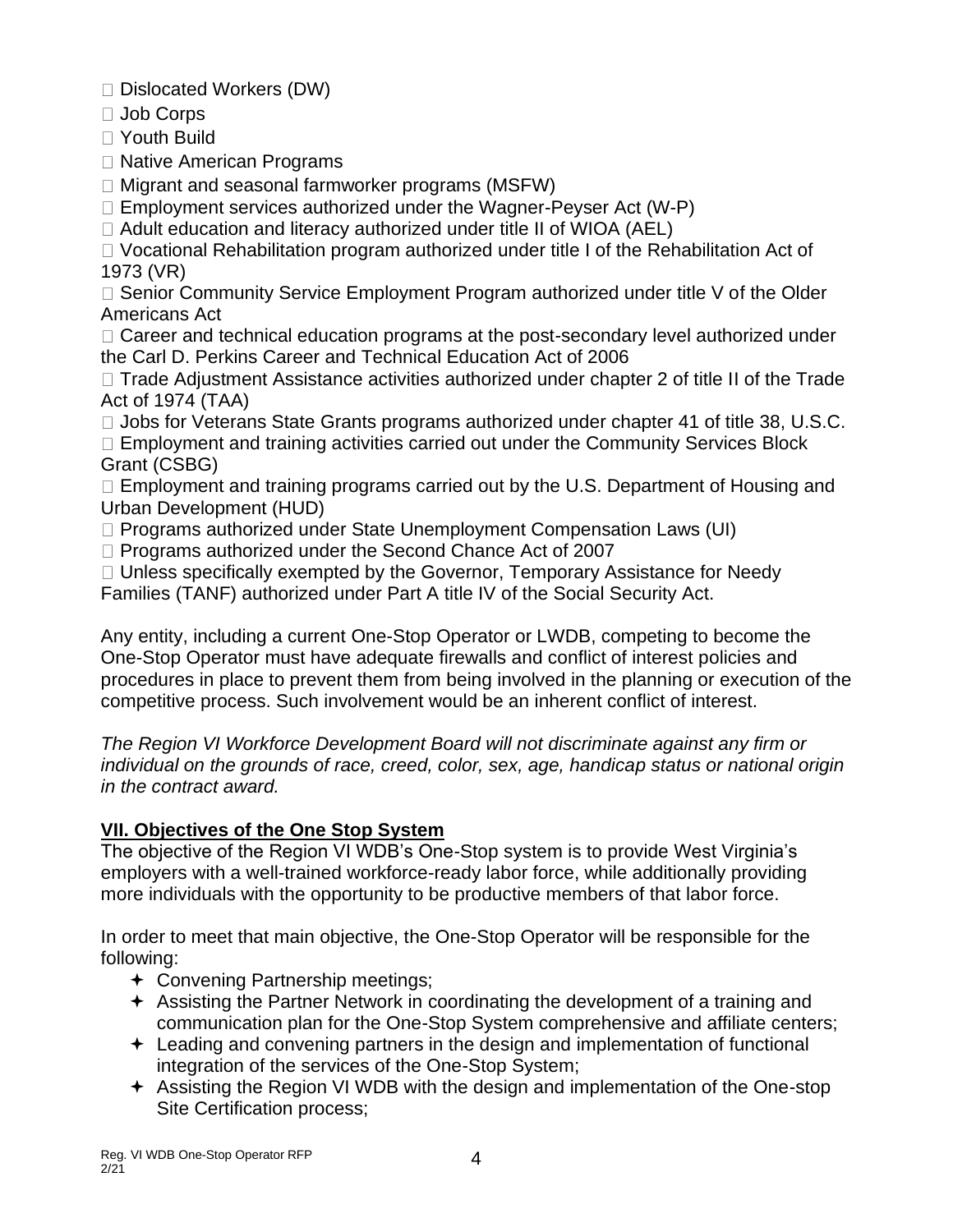- Dislocated Workers (DW)
- Job Corps
- Youth Build
- Native American Programs
- Migrant and seasonal farmworker programs (MSFW)
- Employment services authorized under the Wagner-Peyser Act (W-P)
- Adult education and literacy authorized under title II of WIOA (AEL)
- Vocational Rehabilitation program authorized under title I of the Rehabilitation Act of 1973 (VR)
- Senior Community Service Employment Program authorized under title V of the Older Americans Act
- Career and technical education programs at the post-secondary level authorized under the Carl D. Perkins Career and Technical Education Act of 2006
- Trade Adjustment Assistance activities authorized under chapter 2 of title II of the Trade Act of 1974 (TAA)
- Jobs for Veterans State Grants programs authorized under chapter 41 of title 38, U.S.C.
- Employment and training activities carried out under the Community Services Block Grant (CSBG)
- Employment and training programs carried out by the U.S. Department of Housing and Urban Development (HUD)
- Programs authorized under State Unemployment Compensation Laws (UI)
- Programs authorized under the Second Chance Act of 2007
- Unless specifically exempted by the Governor, Temporary Assistance for Needy Families (TANF) authorized under Part A title IV of the Social Security Act.

Any entity, including a current One-Stop Operator or LWDB, competing to become the One-Stop Operator must have adequate firewalls and conflict of interest policies and procedures in place to prevent them from being involved in the planning or execution of the competitive process. Such involvement would be an inherent conflict of interest.

*The Region VI Workforce Development Board will not discriminate against any firm or individual on the grounds of race, creed, color, sex, age, handicap status or national origin in the contract award.*

## VII. Objectives of the One Stop System

The objective of the Region VI WDB's One-Stop system is to provide West Virginia's employers with a well-trained workforce-ready labor force, while additionally providing more individuals with the opportunity to be productive members of that labor force.

In order to meet that main objective, the One-Stop Operator will be responsible for the following:

- Convening Partnership meetings;
- Assisting the Partner Network in coordinating the development of a training and communication plan for the One-Stop System comprehensive and affiliate centers;
- Leading and convening partners in the design and implementation of functional integration of the services of the One-Stop System;
- Assisting the Region VI WDB with the design and implementation of the One-stop Site Certification process;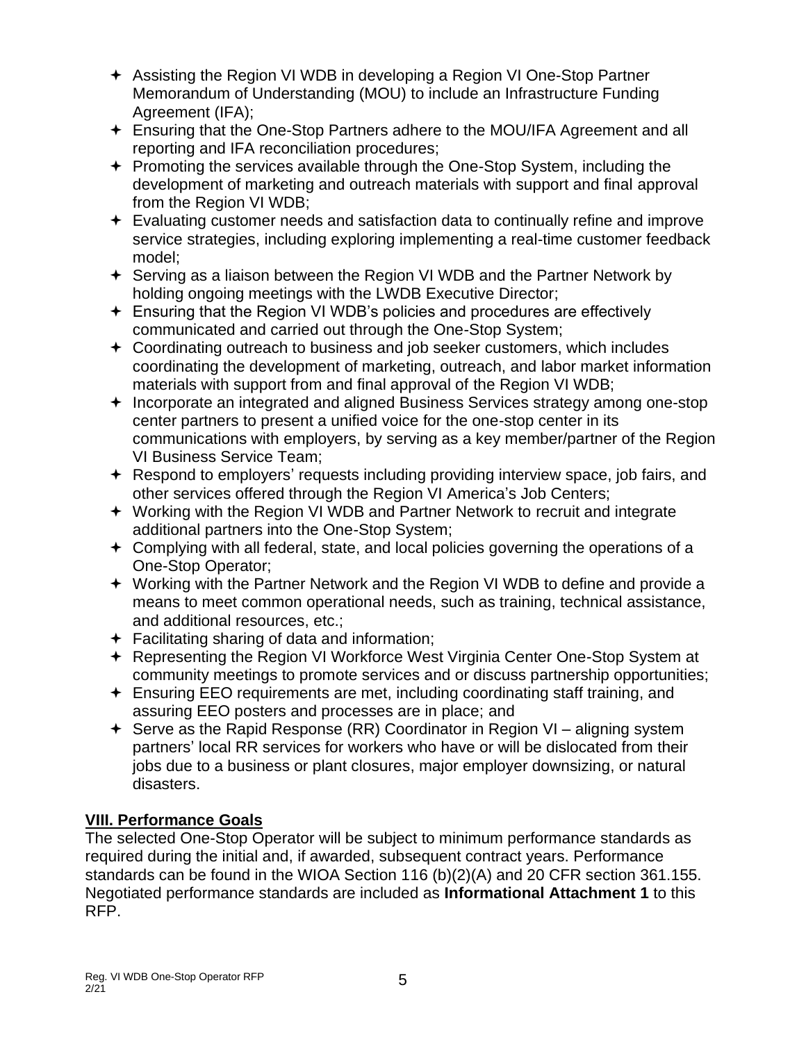- Assisting the Region VI WDB in developing a Region VI One-Stop Partner Memorandum of Understanding (MOU) to include an Infrastructure Funding Agreement (IFA);
- Ensuring that the One-Stop Partners adhere to the MOU/IFA Agreement and all reporting and IFA reconciliation procedures;
- Promoting the services available through the One-Stop System, including the development of marketing and outreach materials with support and final approval from the Region VI WDB;
- Evaluating customer needs and satisfaction data to continually refine and improve service strategies, including exploring implementing a real-time customer feedback model;
- Serving as a liaison between the Region VI WDB and the Partner Network by holding ongoing meetings with the LWDB Executive Director;
- Ensuring that the Region VI WDB's policies and procedures are effectively communicated and carried out through the One-Stop System;
- Coordinating outreach to business and job seeker customers, which includes coordinating the development of marketing, outreach, and labor market information materials with support from and final approval of the Region VI WDB;
- Incorporate an integrated and aligned Business Services strategy among one-stop center partners to present a unified voice for the one-stop center in its communications with employers, by serving as a key member/partner of the Region VI Business Service Team;
- Respond to employers' requests including providing interview space, job fairs, and other services offered through the Region VI America's Job Centers;
- Working with the Region VI WDB and Partner Network to recruit and integrate additional partners into the One-Stop System;
- Complying with all federal, state, and local policies governing the operations of a One-Stop Operator;
- Working with the Partner Network and the Region VI WDB to define and provide a means to meet common operational needs, such as training, technical assistance, and additional resources, etc.;
- Facilitating sharing of data and information;
- Representing the Region VI Workforce West Virginia Center One-Stop System at community meetings to promote services and or discuss partnership opportunities;
- Ensuring EEO requirements are met, including coordinating staff training, and assuring EEO posters and processes are in place; and
- Serve as the Rapid Response (RR) Coordinator in Region VI – aligning system partners' local RR services for workers who have or will be dislocated from their jobs due to a business or plant closures, major employer downsizing, or natural disasters.

## VIII. Performance Goals

The selected One-Stop Operator will be subject to minimum performance standards as required during the initial and, if awarded, subsequent contract years. Performance standards can be found in the WIOA Section 116 (b)(2)(A) and 20 CFR section 361.155. Negotiated performance standards are included as **Informational Attachment 1** to this RFP.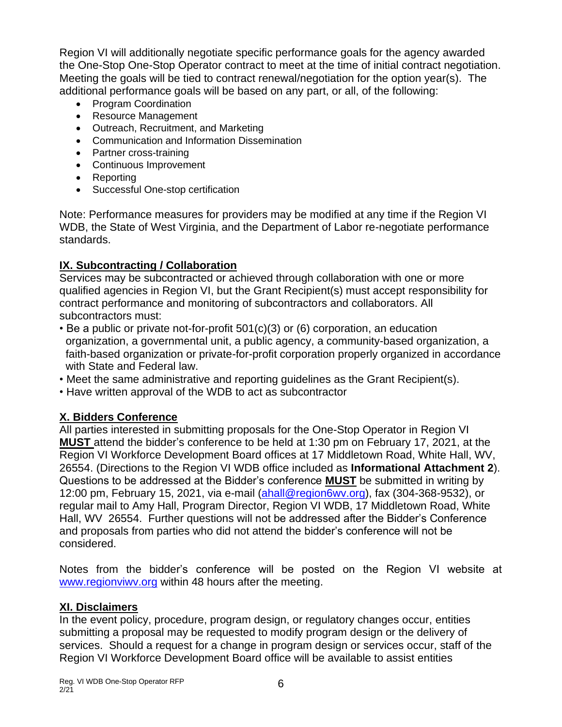Region VI will additionally negotiate specific performance goals for the agency awarded the One-Stop One-Stop Operator contract to meet at the time of initial contract negotiation. Meeting the goals will be tied to contract renewal/negotiation for the option year(s). The additional performance goals will be based on any part, or all, of the following:

- Program Coordination
- Resource Management
- Outreach, Recruitment, and Marketing
- Communication and Information Dissemination
- Partner cross-training
- Continuous Improvement
- Reporting
- Successful One-stop certification

Note: Performance measures for providers may be modified at any time if the Region VI WDB, the State of West Virginia, and the Department of Labor re-negotiate performance standards.

## IX. Subcontracting / Collaboration

Services may be subcontracted or achieved through collaboration with one or more qualified agencies in Region VI, but the Grant Recipient(s) must accept responsibility for contract performance and monitoring of subcontractors and collaborators. All subcontractors must:

- Be a public or private not-for-profit 501(c)(3) or (6) corporation, an education organization, a governmental unit, a public agency, a community-based organization, a faith-based organization or private-for-profit corporation properly organized in accordance with State and Federal law.
- Meet the same administrative and reporting guidelines as the Grant Recipient(s).
- Have written approval of the WDB to act as subcontractor

## X. Bidders Conference

All parties interested in submitting proposals for the One-Stop Operator in Region VI **MUST** attend the bidder's conference to be held at 1:30 pm on February 17, 2021, at the Region VI Workforce Development Board offices at 17 Middletown Road, White Hall, WV, 26554. (Directions to the Region VI WDB office included as **Informational Attachment 2**). Questions to be addressed at the Bidder's conference **MUST** be submitted in writing by 12:00 pm, February 15, 2021, via e-mail (ahall@region6wv.org), fax (304-368-9532), or regular mail to Amy Hall, Program Director, Region VI WDB, 17 Middletown Road, White Hall, WV 26554. Further questions will not be addressed after the Bidder's Conference and proposals from parties who did not attend the bidder's conference will not be considered.

Notes from the bidder's conference will be posted on the Region VI website at www.regionviwv.org within 48 hours after the meeting.

## XI. Disclaimers

In the event policy, procedure, program design, or regulatory changes occur, entities submitting a proposal may be requested to modify program design or the delivery of services. Should a request for a change in program design or services occur, staff of the Region VI Workforce Development Board office will be available to assist entities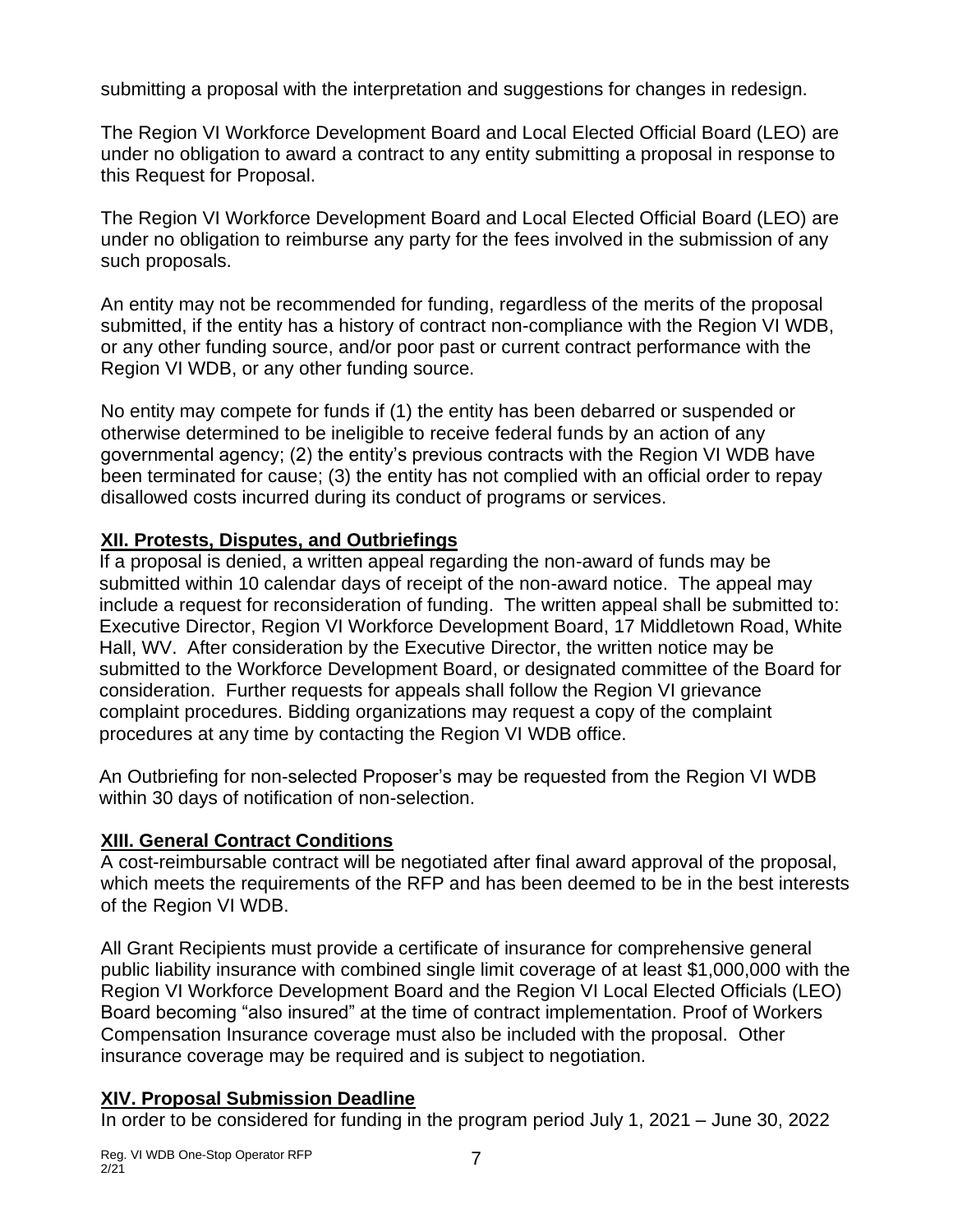submitting a proposal with the interpretation and suggestions for changes in redesign.

The Region VI Workforce Development Board and Local Elected Official Board (LEO) are under no obligation to award a contract to any entity submitting a proposal in response to this Request for Proposal.

The Region VI Workforce Development Board and Local Elected Official Board (LEO) are under no obligation to reimburse any party for the fees involved in the submission of any such proposals.

An entity may not be recommended for funding, regardless of the merits of the proposal submitted, if the entity has a history of contract non-compliance with the Region VI WDB, or any other funding source, and/or poor past or current contract performance with the Region VI WDB, or any other funding source.

No entity may compete for funds if (1) the entity has been debarred or suspended or otherwise determined to be ineligible to receive federal funds by an action of any governmental agency; (2) the entity's previous contracts with the Region VI WDB have been terminated for cause; (3) the entity has not complied with an official order to repay disallowed costs incurred during its conduct of programs or services.

## XII. Protests, Disputes, and Outbriefings

If a proposal is denied, a written appeal regarding the non-award of funds may be submitted within 10 calendar days of receipt of the non-award notice. The appeal may include a request for reconsideration of funding. The written appeal shall be submitted to: Executive Director, Region VI Workforce Development Board, 17 Middletown Road, White Hall, WV. After consideration by the Executive Director, the written notice may be submitted to the Workforce Development Board, or designated committee of the Board for consideration. Further requests for appeals shall follow the Region VI grievance complaint procedures. Bidding organizations may request a copy of the complaint procedures at any time by contacting the Region VI WDB office.

An Outbriefing for non-selected Proposer's may be requested from the Region VI WDB within 30 days of notification of non-selection.

## XIII. General Contract Conditions

A cost-reimbursable contract will be negotiated after final award approval of the proposal, which meets the requirements of the RFP and has been deemed to be in the best interests of the Region VI WDB.

All Grant Recipients must provide a certificate of insurance for comprehensive general public liability insurance with combined single limit coverage of at least $1,000,000 with the Region VI Workforce Development Board and the Region VI Local Elected Officials (LEO) Board becoming "also insured" at the time of contract implementation. Proof of Workers Compensation Insurance coverage must also be included with the proposal. Other insurance coverage may be required and is subject to negotiation.

## XIV. Proposal Submission Deadline

In order to be considered for funding in the program period July 1, 2021 – June 30, 2022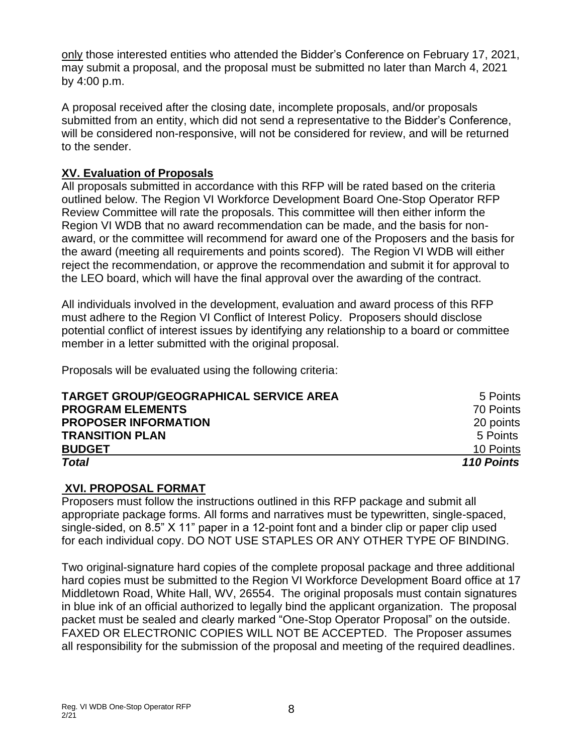only those interested entities who attended the Bidder's Conference on February 17, 2021, may submit a proposal, and the proposal must be submitted no later than March 4, 2021 by 4:00 p.m.

A proposal received after the closing date, incomplete proposals, and/or proposals submitted from an entity, which did not send a representative to the Bidder's Conference, will be considered non-responsive, will not be considered for review, and will be returned to the sender.

## XV. Evaluation of Proposals

All proposals submitted in accordance with this RFP will be rated based on the criteria outlined below. The Region VI Workforce Development Board One-Stop Operator RFP Review Committee will rate the proposals. This committee will then either inform the Region VI WDB that no award recommendation can be made, and the basis for non-award, or the committee will recommend for award one of the Proposers and the basis for the award (meeting all requirements and points scored). The Region VI WDB will either reject the recommendation, or approve the recommendation and submit it for approval to the LEO board, which will have the final approval over the awarding of the contract.

All individuals involved in the development, evaluation and award process of this RFP must adhere to the Region VI Conflict of Interest Policy. Proposers should disclose potential conflict of interest issues by identifying any relationship to a board or committee member in a letter submitted with the original proposal.

Proposals will be evaluated using the following criteria:

| Criteria | Points |
|---|---|
| **TARGET GROUP/GEOGRAPHICAL SERVICE AREA** | 5 Points |
| **PROGRAM ELEMENTS** | 70 Points |
| **PROPOSER INFORMATION** | 20 points |
| **TRANSITION PLAN** | 5 Points |
| **BUDGET** | 10 Points |
| ***Total*** | ***110 Points*** |

## XVI. PROPOSAL FORMAT

Proposers must follow the instructions outlined in this RFP package and submit all appropriate package forms. All forms and narratives must be typewritten, single-spaced, single-sided, on 8.5" X 11" paper in a 12-point font and a binder clip or paper clip used for each individual copy. DO NOT USE STAPLES OR ANY OTHER TYPE OF BINDING.

Two original-signature hard copies of the complete proposal package and three additional hard copies must be submitted to the Region VI Workforce Development Board office at 17 Middletown Road, White Hall, WV, 26554. The original proposals must contain signatures in blue ink of an official authorized to legally bind the applicant organization. The proposal packet must be sealed and clearly marked "One-Stop Operator Proposal" on the outside. FAXED OR ELECTRONIC COPIES WILL NOT BE ACCEPTED. The Proposer assumes all responsibility for the submission of the proposal and meeting of the required deadlines.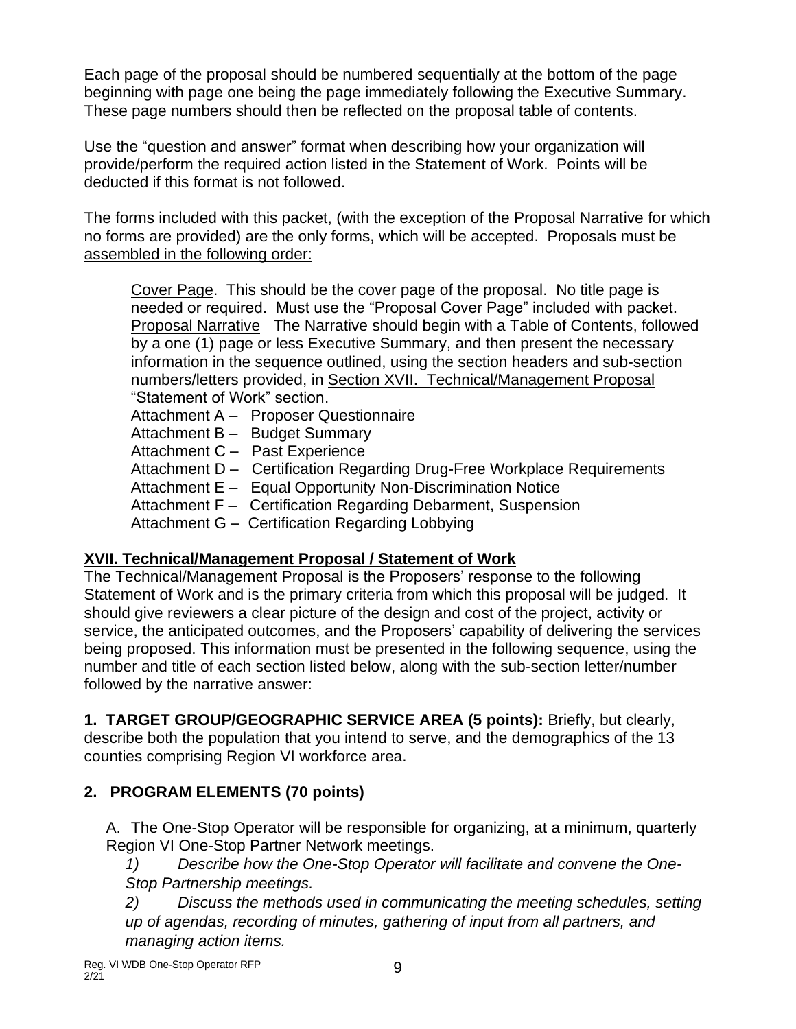Each page of the proposal should be numbered sequentially at the bottom of the page beginning with page one being the page immediately following the Executive Summary. These page numbers should then be reflected on the proposal table of contents.

Use the "question and answer" format when describing how your organization will provide/perform the required action listed in the Statement of Work. Points will be deducted if this format is not followed.

The forms included with this packet, (with the exception of the Proposal Narrative for which no forms are provided) are the only forms, which will be accepted. <u>Proposals must be assembled in the following order:</u>

<u>Cover Page</u>. This should be the cover page of the proposal. No title page is needed or required. Must use the "Proposal Cover Page" included with packet.
<u>Proposal Narrative</u> The Narrative should begin with a Table of Contents, followed by a one (1) page or less Executive Summary, and then present the necessary information in the sequence outlined, using the section headers and sub-section numbers/letters provided, in <u>Section XVII. Technical/Management Proposal</u> "Statement of Work" section.
Attachment A – Proposer Questionnaire
Attachment B – Budget Summary
Attachment C – Past Experience
Attachment D – Certification Regarding Drug-Free Workplace Requirements
Attachment E – Equal Opportunity Non-Discrimination Notice
Attachment F – Certification Regarding Debarment, Suspension
Attachment G – Certification Regarding Lobbying

## XVII. Technical/Management Proposal / Statement of Work

The Technical/Management Proposal is the Proposers' response to the following Statement of Work and is the primary criteria from which this proposal will be judged. It should give reviewers a clear picture of the design and cost of the project, activity or service, the anticipated outcomes, and the Proposers' capability of delivering the services being proposed. This information must be presented in the following sequence, using the number and title of each section listed below, along with the sub-section letter/number followed by the narrative answer:

**1. TARGET GROUP/GEOGRAPHIC SERVICE AREA (5 points):** Briefly, but clearly, describe both the population that you intend to serve, and the demographics of the 13 counties comprising Region VI workforce area.

### 2. PROGRAM ELEMENTS (70 points)

A. The One-Stop Operator will be responsible for organizing, at a minimum, quarterly Region VI One-Stop Partner Network meetings.

*1) Describe how the One-Stop Operator will facilitate and convene the One-Stop Partnership meetings.*

*2) Discuss the methods used in communicating the meeting schedules, setting up of agendas, recording of minutes, gathering of input from all partners, and managing action items.*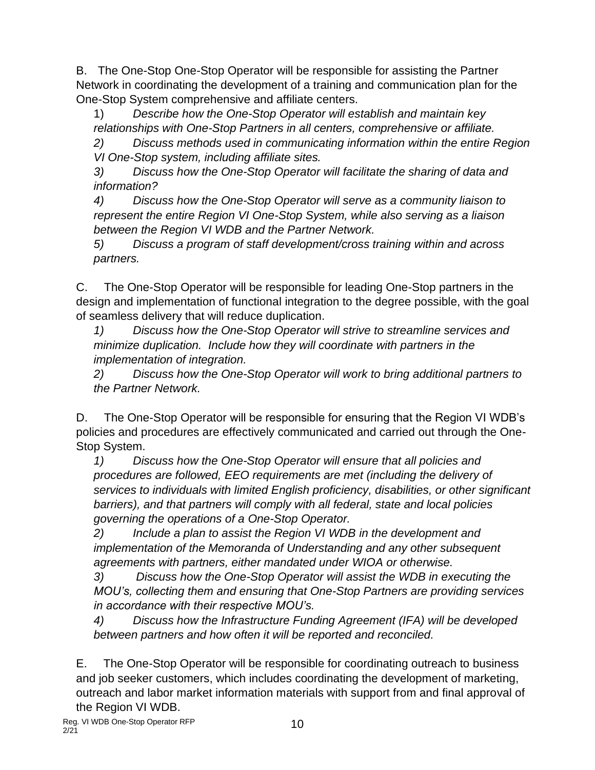B. The One-Stop One-Stop Operator will be responsible for assisting the Partner Network in coordinating the development of a training and communication plan for the One-Stop System comprehensive and affiliate centers.

1) *Describe how the One-Stop Operator will establish and maintain key relationships with One-Stop Partners in all centers, comprehensive or affiliate.*

*2) Discuss methods used in communicating information within the entire Region VI One-Stop system, including affiliate sites.*

*3) Discuss how the One-Stop Operator will facilitate the sharing of data and information?*

*4) Discuss how the One-Stop Operator will serve as a community liaison to represent the entire Region VI One-Stop System, while also serving as a liaison between the Region VI WDB and the Partner Network.*

*5) Discuss a program of staff development/cross training within and across partners.*

C. The One-Stop Operator will be responsible for leading One-Stop partners in the design and implementation of functional integration to the degree possible, with the goal of seamless delivery that will reduce duplication.

*1) Discuss how the One-Stop Operator will strive to streamline services and minimize duplication. Include how they will coordinate with partners in the implementation of integration.*

*2) Discuss how the One-Stop Operator will work to bring additional partners to the Partner Network.*

D. The One-Stop Operator will be responsible for ensuring that the Region VI WDB's policies and procedures are effectively communicated and carried out through the One-Stop System.

*1) Discuss how the One-Stop Operator will ensure that all policies and procedures are followed, EEO requirements are met (including the delivery of services to individuals with limited English proficiency, disabilities, or other significant barriers), and that partners will comply with all federal, state and local policies governing the operations of a One-Stop Operator.*

*2) Include a plan to assist the Region VI WDB in the development and implementation of the Memoranda of Understanding and any other subsequent agreements with partners, either mandated under WIOA or otherwise.*

*3) Discuss how the One-Stop Operator will assist the WDB in executing the MOU's, collecting them and ensuring that One-Stop Partners are providing services in accordance with their respective MOU's.*

*4) Discuss how the Infrastructure Funding Agreement (IFA) will be developed between partners and how often it will be reported and reconciled.*

E. The One-Stop Operator will be responsible for coordinating outreach to business and job seeker customers, which includes coordinating the development of marketing, outreach and labor market information materials with support from and final approval of the Region VI WDB.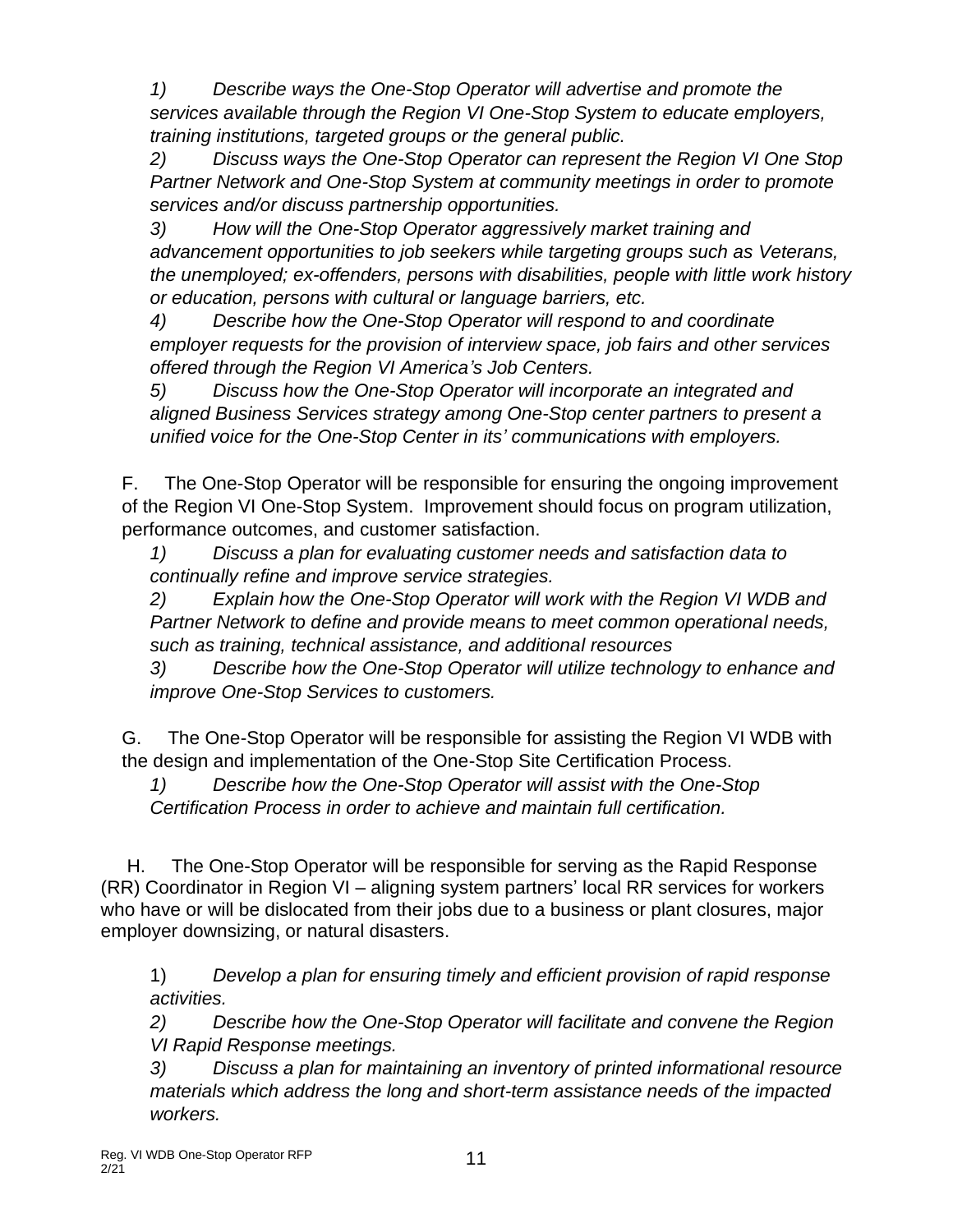*1) Describe ways the One-Stop Operator will advertise and promote the services available through the Region VI One-Stop System to educate employers, training institutions, targeted groups or the general public.*

*2) Discuss ways the One-Stop Operator can represent the Region VI One Stop Partner Network and One-Stop System at community meetings in order to promote services and/or discuss partnership opportunities.*

*3) How will the One-Stop Operator aggressively market training and advancement opportunities to job seekers while targeting groups such as Veterans, the unemployed; ex-offenders, persons with disabilities, people with little work history or education, persons with cultural or language barriers, etc.*

*4) Describe how the One-Stop Operator will respond to and coordinate employer requests for the provision of interview space, job fairs and other services offered through the Region VI America's Job Centers.*

*5) Discuss how the One-Stop Operator will incorporate an integrated and aligned Business Services strategy among One-Stop center partners to present a unified voice for the One-Stop Center in its' communications with employers.*

F. The One-Stop Operator will be responsible for ensuring the ongoing improvement of the Region VI One-Stop System. Improvement should focus on program utilization, performance outcomes, and customer satisfaction.

*1) Discuss a plan for evaluating customer needs and satisfaction data to continually refine and improve service strategies.*

*2) Explain how the One-Stop Operator will work with the Region VI WDB and Partner Network to define and provide means to meet common operational needs, such as training, technical assistance, and additional resources*

*3) Describe how the One-Stop Operator will utilize technology to enhance and improve One-Stop Services to customers.*

G. The One-Stop Operator will be responsible for assisting the Region VI WDB with the design and implementation of the One-Stop Site Certification Process.

*1) Describe how the One-Stop Operator will assist with the One-Stop Certification Process in order to achieve and maintain full certification.*

H. The One-Stop Operator will be responsible for serving as the Rapid Response (RR) Coordinator in Region VI – aligning system partners' local RR services for workers who have or will be dislocated from their jobs due to a business or plant closures, major employer downsizing, or natural disasters.

1) *Develop a plan for ensuring timely and efficient provision of rapid response activities.*

*2) Describe how the One-Stop Operator will facilitate and convene the Region VI Rapid Response meetings.*

*3) Discuss a plan for maintaining an inventory of printed informational resource materials which address the long and short-term assistance needs of the impacted workers.*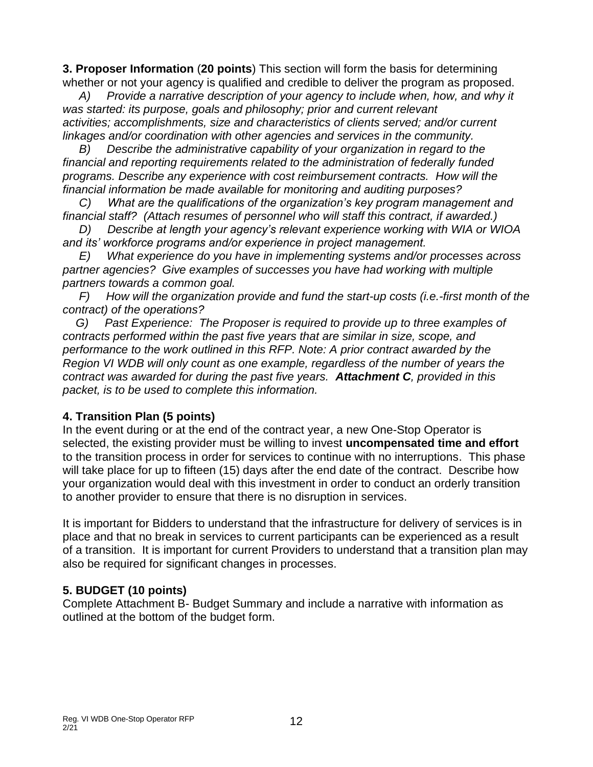**3. Proposer Information** (**20 points**) This section will form the basis for determining whether or not your agency is qualified and credible to deliver the program as proposed.

*A) Provide a narrative description of your agency to include when, how, and why it was started: its purpose, goals and philosophy; prior and current relevant activities; accomplishments, size and characteristics of clients served; and/or current linkages and/or coordination with other agencies and services in the community.*

*B) Describe the administrative capability of your organization in regard to the financial and reporting requirements related to the administration of federally funded programs. Describe any experience with cost reimbursement contracts. How will the financial information be made available for monitoring and auditing purposes?*

*C) What are the qualifications of the organization's key program management and financial staff? (Attach resumes of personnel who will staff this contract, if awarded.)*

*D) Describe at length your agency's relevant experience working with WIA or WIOA and its' workforce programs and/or experience in project management.*

*E) What experience do you have in implementing systems and/or processes across partner agencies? Give examples of successes you have had working with multiple partners towards a common goal.*

*F) How will the organization provide and fund the start-up costs (i.e.-first month of the contract) of the operations?*

*G) Past Experience: The Proposer is required to provide up to three examples of contracts performed within the past five years that are similar in size, scope, and performance to the work outlined in this RFP. Note: A prior contract awarded by the Region VI WDB will only count as one example, regardless of the number of years the contract was awarded for during the past five years.* ***Attachment C****, provided in this packet, is to be used to complete this information.*

### 4. Transition Plan (5 points)

In the event during or at the end of the contract year, a new One-Stop Operator is selected, the existing provider must be willing to invest **uncompensated time and effort** to the transition process in order for services to continue with no interruptions. This phase will take place for up to fifteen (15) days after the end date of the contract. Describe how your organization would deal with this investment in order to conduct an orderly transition to another provider to ensure that there is no disruption in services.

It is important for Bidders to understand that the infrastructure for delivery of services is in place and that no break in services to current participants can be experienced as a result of a transition. It is important for current Providers to understand that a transition plan may also be required for significant changes in processes.

### 5. BUDGET (10 points)

Complete Attachment B- Budget Summary and include a narrative with information as outlined at the bottom of the budget form.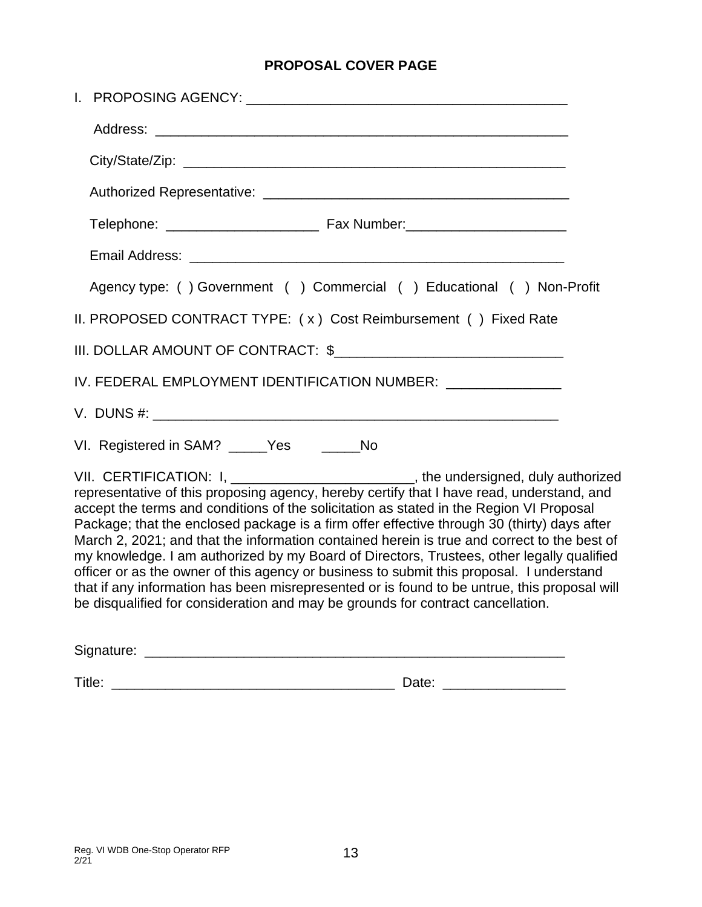# PROPOSAL COVER PAGE

I. PROPOSING AGENCY: ________________________________________

Address: ________________________________________________________

City/State/Zip: __________________________________________________

Authorized Representative: ______________________________________

Telephone: ____________________ Fax Number:_____________________

Email Address: __________________________________________________

Agency type: ( ) Government ( ) Commercial ( ) Educational ( ) Non-Profit

II. PROPOSED CONTRACT TYPE: ( x ) Cost Reimbursement ( ) Fixed Rate

III. DOLLAR AMOUNT OF CONTRACT: $_____________________________

IV. FEDERAL EMPLOYMENT IDENTIFICATION NUMBER: _______________

V. DUNS #: ____________________________________________________

VI. Registered in SAM? _____Yes _____No

VII. CERTIFICATION: I, ________________________, the undersigned, duly authorized representative of this proposing agency, hereby certify that I have read, understand, and accept the terms and conditions of the solicitation as stated in the Region VI Proposal Package; that the enclosed package is a firm offer effective through 30 (thirty) days after March 2, 2021; and that the information contained herein is true and correct to the best of my knowledge. I am authorized by my Board of Directors, Trustees, other legally qualified officer or as the owner of this agency or business to submit this proposal. I understand that if any information has been misrepresented or is found to be untrue, this proposal will be disqualified for consideration and may be grounds for contract cancellation.

Signature: ________________________________________________________

Title: ____________________________________ Date: ________________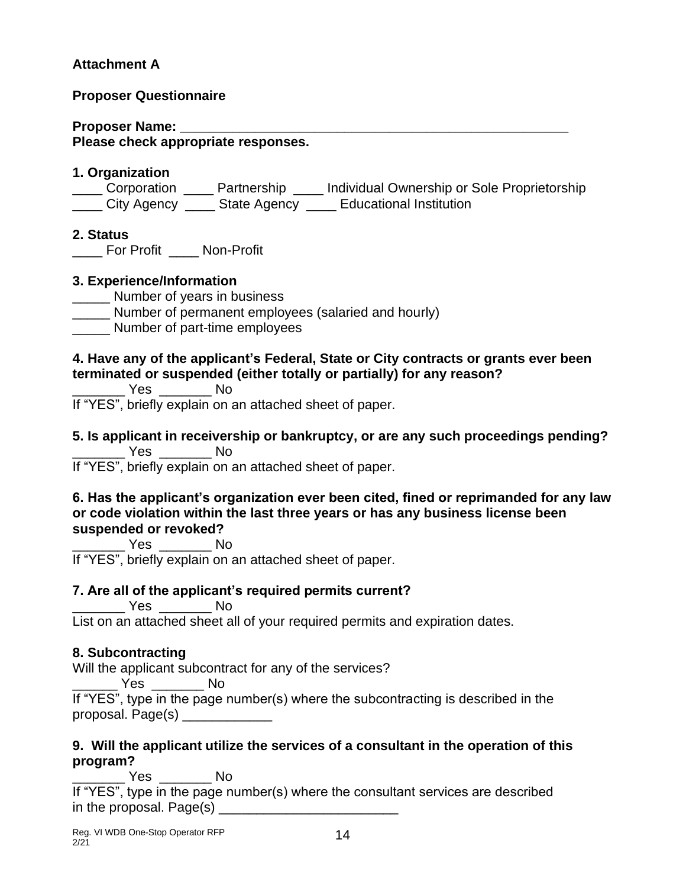**Attachment A**

**Proposer Questionnaire**

**Proposer Name: _______________________________________________________**

**Please check appropriate responses.**

**1. Organization**

____ Corporation ____ Partnership ____ Individual Ownership or Sole Proprietorship
____ City Agency ____ State Agency ____ Educational Institution

**2. Status**

____ For Profit ____ Non-Profit

**3. Experience/Information**

_____ Number of years in business
_____ Number of permanent employees (salaried and hourly)
_____ Number of part-time employees

**4. Have any of the applicant's Federal, State or City contracts or grants ever been terminated or suspended (either totally or partially) for any reason?**

_______ Yes _______ No

If "YES", briefly explain on an attached sheet of paper.

**5. Is applicant in receivership or bankruptcy, or are any such proceedings pending?**

_______ Yes _______ No

If "YES", briefly explain on an attached sheet of paper.

**6. Has the applicant's organization ever been cited, fined or reprimanded for any law or code violation within the last three years or has any business license been suspended or revoked?**

_______ Yes _______ No

If "YES", briefly explain on an attached sheet of paper.

**7. Are all of the applicant's required permits current?**

_______ Yes _______ No

List on an attached sheet all of your required permits and expiration dates.

**8. Subcontracting**

Will the applicant subcontract for any of the services?

______ Yes _______ No

If "YES", type in the page number(s) where the subcontracting is described in the proposal. Page(s) ____________

**9. Will the applicant utilize the services of a consultant in the operation of this program?**

_______ Yes _______ No

If "YES", type in the page number(s) where the consultant services are described in the proposal. Page(s) ________________________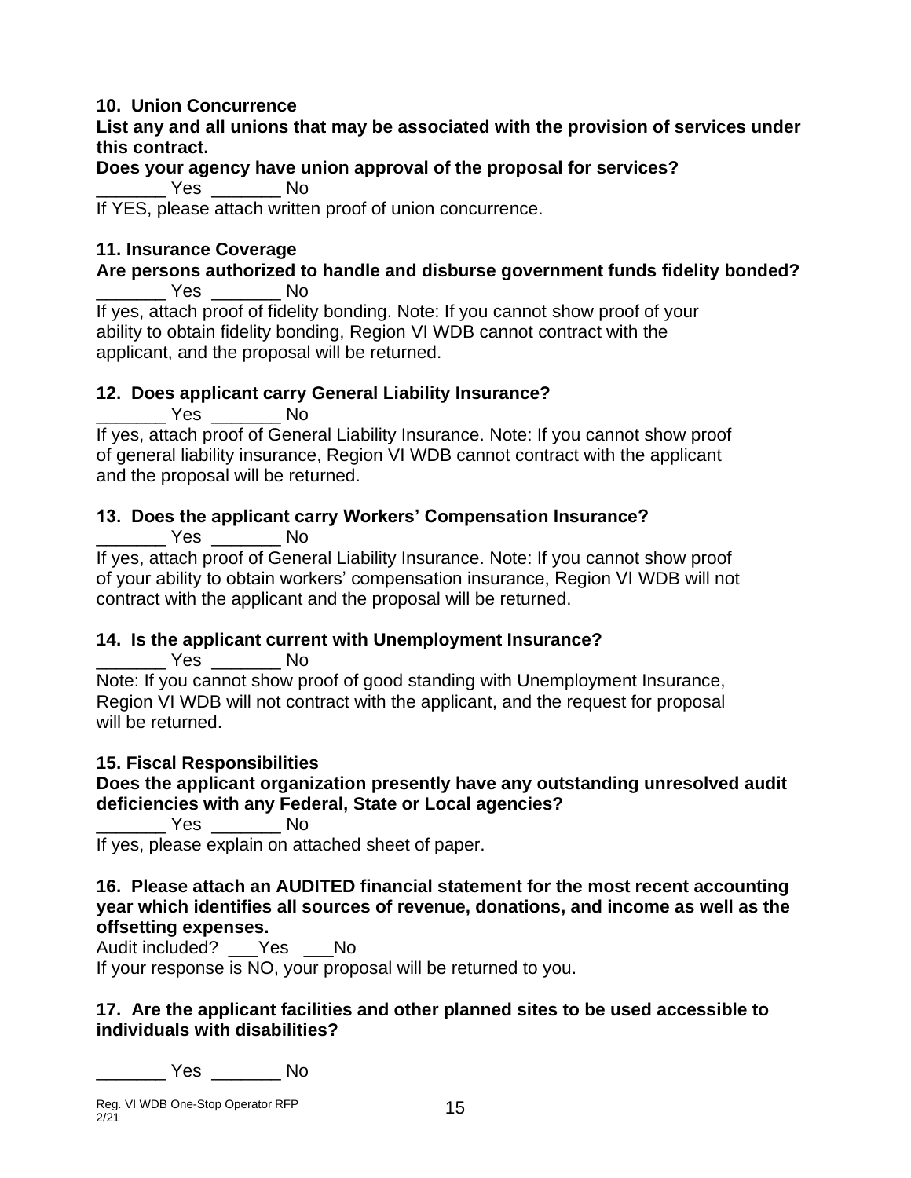**10. Union Concurrence**

**List any and all unions that may be associated with the provision of services under this contract.**

**Does your agency have union approval of the proposal for services?**

_______ Yes _______ No

If YES, please attach written proof of union concurrence.

**11. Insurance Coverage**

**Are persons authorized to handle and disburse government funds fidelity bonded?**

_______ Yes _______ No

If yes, attach proof of fidelity bonding. Note: If you cannot show proof of your ability to obtain fidelity bonding, Region VI WDB cannot contract with the applicant, and the proposal will be returned.

**12. Does applicant carry General Liability Insurance?**

_______ Yes _______ No

If yes, attach proof of General Liability Insurance. Note: If you cannot show proof of general liability insurance, Region VI WDB cannot contract with the applicant and the proposal will be returned.

**13. Does the applicant carry Workers' Compensation Insurance?**

_______ Yes _______ No

If yes, attach proof of General Liability Insurance. Note: If you cannot show proof of your ability to obtain workers' compensation insurance, Region VI WDB will not contract with the applicant and the proposal will be returned.

**14. Is the applicant current with Unemployment Insurance?**

_______ Yes _______ No

Note: If you cannot show proof of good standing with Unemployment Insurance, Region VI WDB will not contract with the applicant, and the request for proposal will be returned.

**15. Fiscal Responsibilities**

**Does the applicant organization presently have any outstanding unresolved audit deficiencies with any Federal, State or Local agencies?**

_______ Yes _______ No

If yes, please explain on attached sheet of paper.

**16. Please attach an AUDITED financial statement for the most recent accounting year which identifies all sources of revenue, donations, and income as well as the offsetting expenses.**

Audit included? ___Yes ___No

If your response is NO, your proposal will be returned to you.

**17. Are the applicant facilities and other planned sites to be used accessible to individuals with disabilities?**

_______ Yes _______ No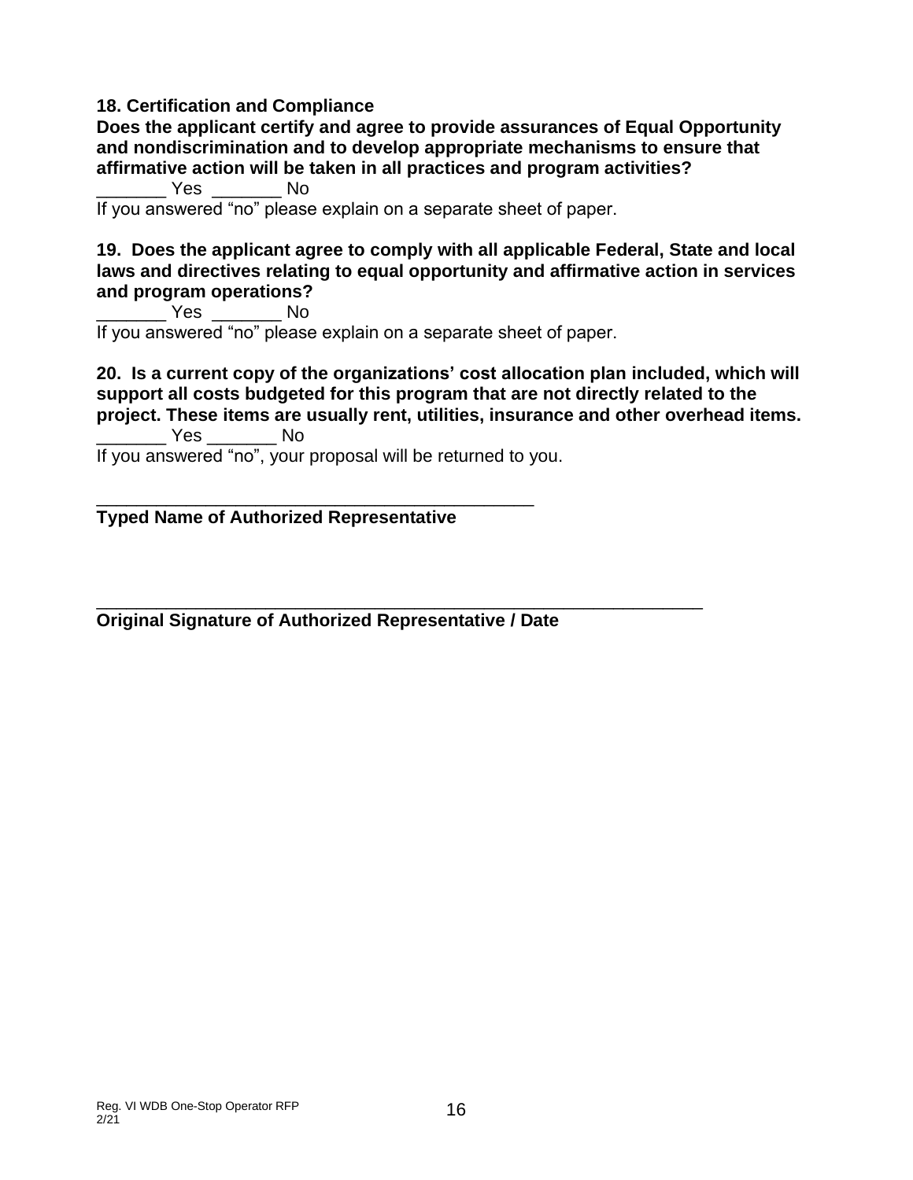**18. Certification and Compliance**

**Does the applicant certify and agree to provide assurances of Equal Opportunity and nondiscrimination and to develop appropriate mechanisms to ensure that affirmative action will be taken in all practices and program activities?**

_______ Yes _______ No

If you answered "no" please explain on a separate sheet of paper.

**19. Does the applicant agree to comply with all applicable Federal, State and local laws and directives relating to equal opportunity and affirmative action in services and program operations?**

_______ Yes _______ No

If you answered "no" please explain on a separate sheet of paper.

**20. Is a current copy of the organizations' cost allocation plan included, which will support all costs budgeted for this program that are not directly related to the project. These items are usually rent, utilities, insurance and other overhead items.**

_______ Yes _______ No

If you answered "no", your proposal will be returned to you.

_____________________________________________

**Typed Name of Authorized Representative**

_____________________________________________________________

**Original Signature of Authorized Representative / Date**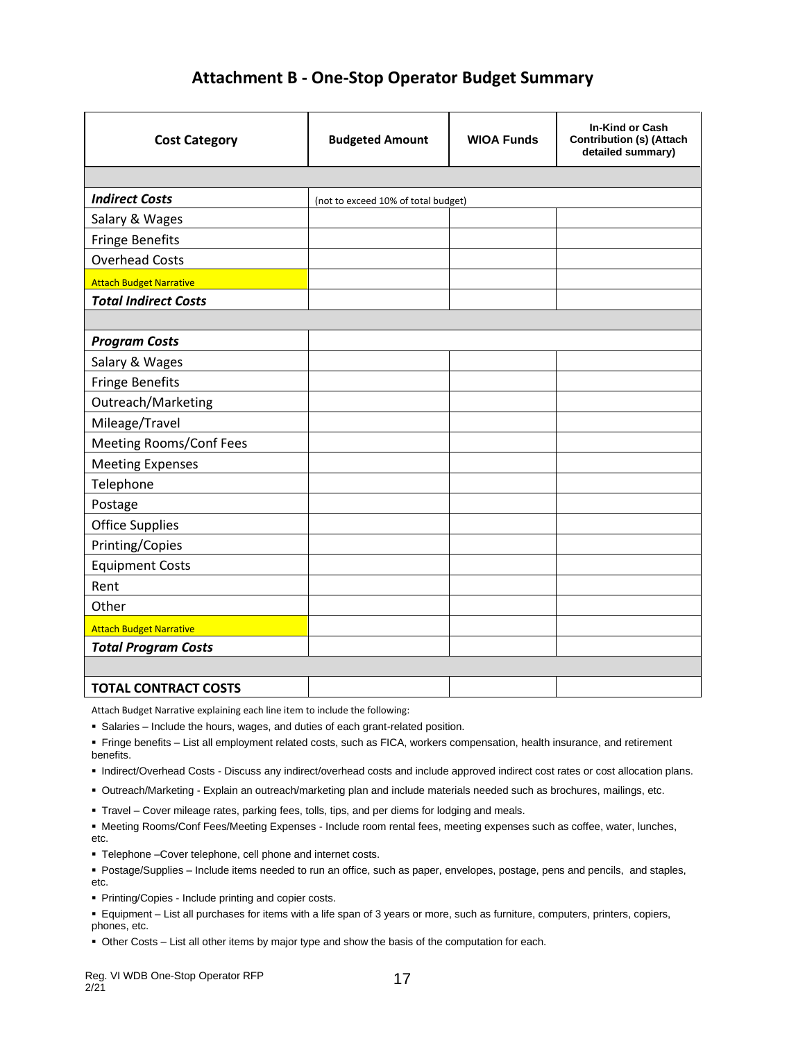## Attachment B - One-Stop Operator Budget Summary

| Cost Category | Budgeted Amount | WIOA Funds | In-Kind or Cash Contribution (s) (Attach detailed summary) |
|---|---|---|---|
| | | | |
| ***Indirect Costs*** | (not to exceed 10% of total budget) | | |
| Salary & Wages | | | |
| Fringe Benefits | | | |
| Overhead Costs | | | |
| Attach Budget Narrative | | | |
| ***Total Indirect Costs*** | | | |
| | | | |
| ***Program Costs*** | | | |
| Salary & Wages | | | |
| Fringe Benefits | | | |
| Outreach/Marketing | | | |
| Mileage/Travel | | | |
| Meeting Rooms/Conf Fees | | | |
| Meeting Expenses | | | |
| Telephone | | | |
| Postage | | | |
| Office Supplies | | | |
| Printing/Copies | | | |
| Equipment Costs | | | |
| Rent | | | |
| Other | | | |
| Attach Budget Narrative | | | |
| ***Total Program Costs*** | | | |
| | | | |
| **TOTAL CONTRACT COSTS** | | | |

Attach Budget Narrative explaining each line item to include the following:

- Salaries – Include the hours, wages, and duties of each grant-related position.
- Fringe benefits – List all employment related costs, such as FICA, workers compensation, health insurance, and retirement benefits.
- Indirect/Overhead Costs - Discuss any indirect/overhead costs and include approved indirect cost rates or cost allocation plans.
- Outreach/Marketing - Explain an outreach/marketing plan and include materials needed such as brochures, mailings, etc.
- Travel – Cover mileage rates, parking fees, tolls, tips, and per diems for lodging and meals.
- Meeting Rooms/Conf Fees/Meeting Expenses - Include room rental fees, meeting expenses such as coffee, water, lunches, etc.
- Telephone –Cover telephone, cell phone and internet costs.
- Postage/Supplies – Include items needed to run an office, such as paper, envelopes, postage, pens and pencils, and staples, etc.
- Printing/Copies - Include printing and copier costs.
- Equipment – List all purchases for items with a life span of 3 years or more, such as furniture, computers, printers, copiers, phones, etc.
- Other Costs – List all other items by major type and show the basis of the computation for each.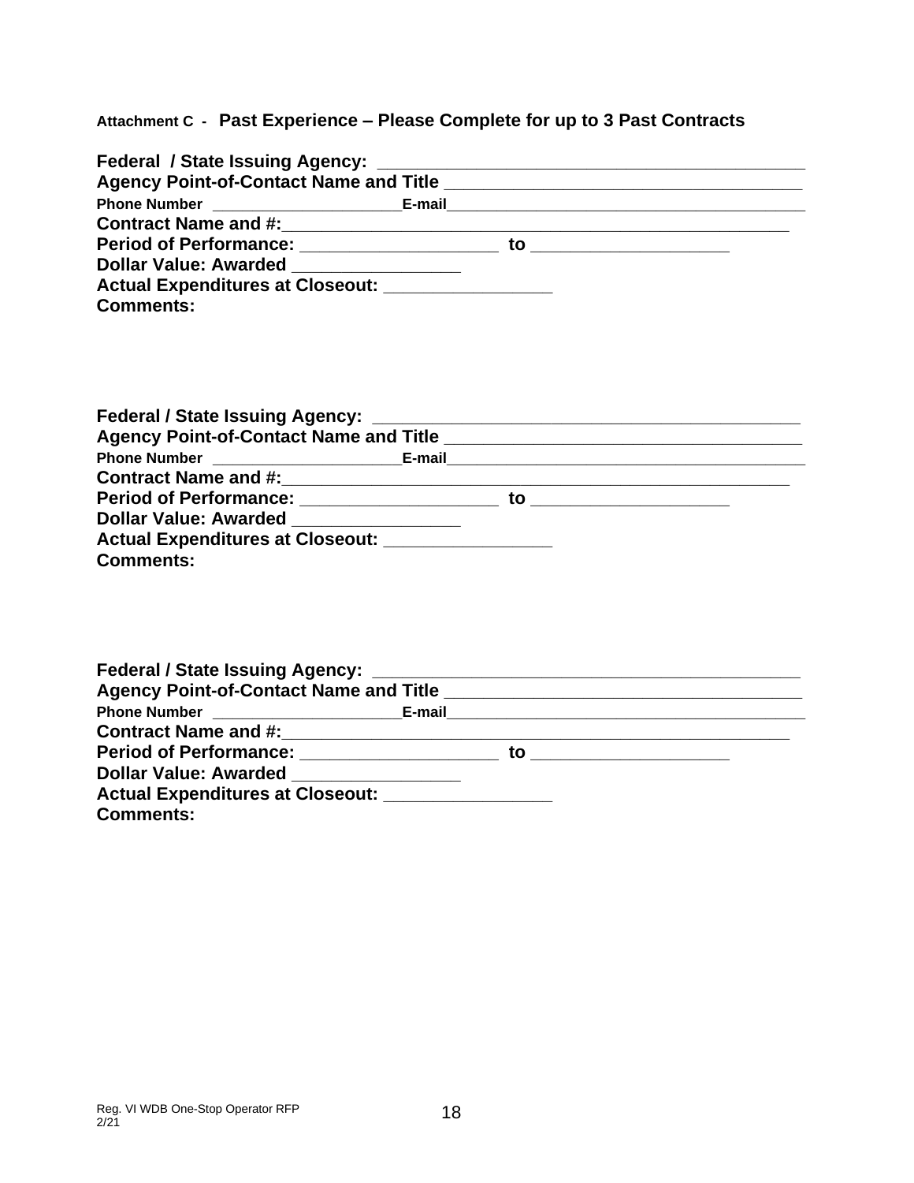**Attachment C - Past Experience – Please Complete for up to 3 Past Contracts**

**Federal / State Issuing Agency:** ____________________________________________
**Agency Point-of-Contact Name and Title** ____________________________________
**Phone Number** _____________________ **E-mail**__________________________________________
**Contract Name and #:**_____________________________________________________
**Period of Performance:** ____________________ **to** ____________________
**Dollar Value: Awarded** _________________
**Actual Expenditures at Closeout:** _________________
**Comments:**

**Federal / State Issuing Agency:** ____________________________________________
**Agency Point-of-Contact Name and Title** ____________________________________
**Phone Number** _____________________ **E-mail**__________________________________________
**Contract Name and #:**_____________________________________________________
**Period of Performance:** ____________________ **to** ____________________
**Dollar Value: Awarded** _________________
**Actual Expenditures at Closeout:** _________________
**Comments:**

**Federal / State Issuing Agency:** ____________________________________________
**Agency Point-of-Contact Name and Title** ____________________________________
**Phone Number** _____________________ **E-mail**__________________________________________
**Contract Name and #:**_____________________________________________________
**Period of Performance:** ____________________ **to** ____________________
**Dollar Value: Awarded** _________________
**Actual Expenditures at Closeout:** _________________
**Comments:**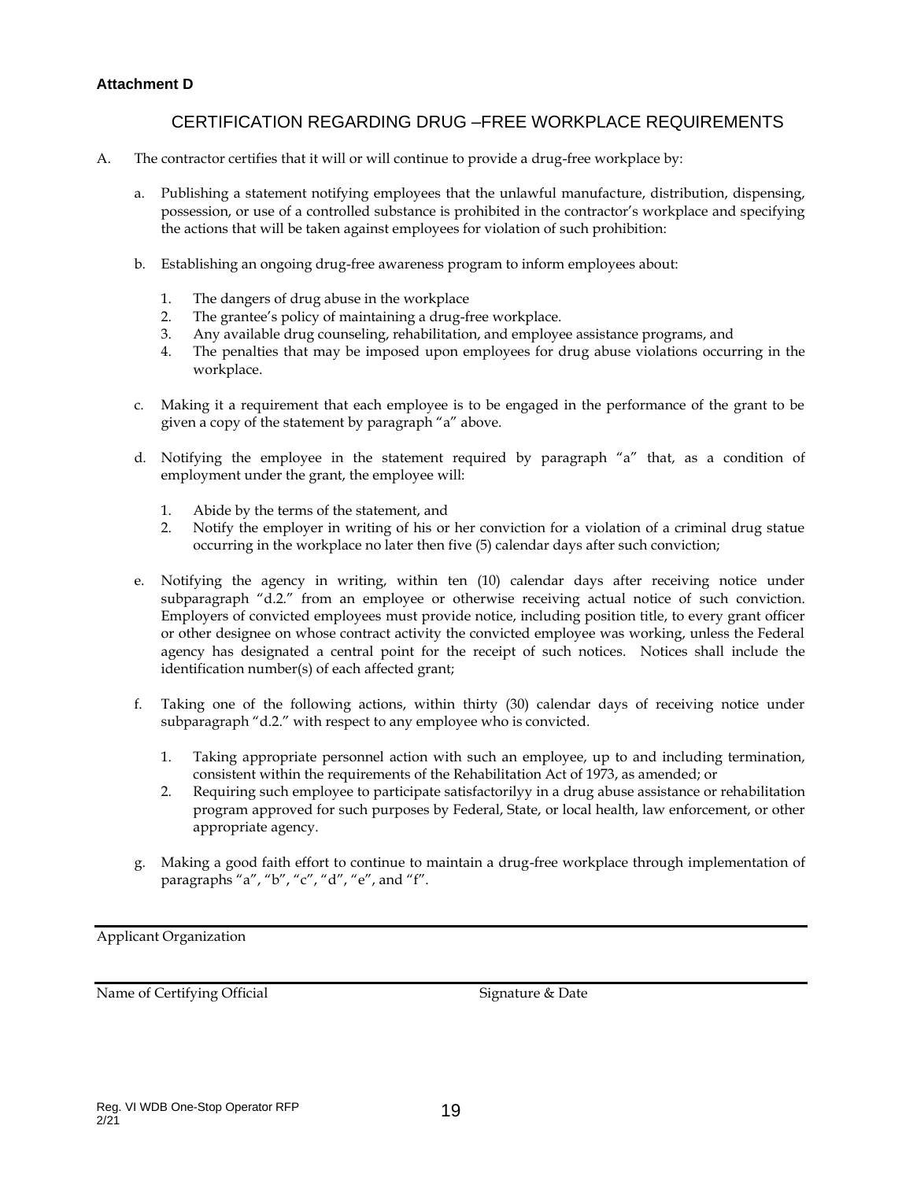**Attachment D**

## CERTIFICATION REGARDING DRUG –FREE WORKPLACE REQUIREMENTS

A. The contractor certifies that it will or will continue to provide a drug-free workplace by:

a. Publishing a statement notifying employees that the unlawful manufacture, distribution, dispensing, possession, or use of a controlled substance is prohibited in the contractor's workplace and specifying the actions that will be taken against employees for violation of such prohibition:

b. Establishing an ongoing drug-free awareness program to inform employees about:

1. The dangers of drug abuse in the workplace
2. The grantee's policy of maintaining a drug-free workplace.
3. Any available drug counseling, rehabilitation, and employee assistance programs, and
4. The penalties that may be imposed upon employees for drug abuse violations occurring in the workplace.

c. Making it a requirement that each employee is to be engaged in the performance of the grant to be given a copy of the statement by paragraph "a" above.

d. Notifying the employee in the statement required by paragraph "a" that, as a condition of employment under the grant, the employee will:

1. Abide by the terms of the statement, and
2. Notify the employer in writing of his or her conviction for a violation of a criminal drug statue occurring in the workplace no later then five (5) calendar days after such conviction;

e. Notifying the agency in writing, within ten (10) calendar days after receiving notice under subparagraph "d.2." from an employee or otherwise receiving actual notice of such conviction. Employers of convicted employees must provide notice, including position title, to every grant officer or other designee on whose contract activity the convicted employee was working, unless the Federal agency has designated a central point for the receipt of such notices. Notices shall include the identification number(s) of each affected grant;

f. Taking one of the following actions, within thirty (30) calendar days of receiving notice under subparagraph "d.2." with respect to any employee who is convicted.

1. Taking appropriate personnel action with such an employee, up to and including termination, consistent within the requirements of the Rehabilitation Act of 1973, as amended; or
2. Requiring such employee to participate satisfactorilyy in a drug abuse assistance or rehabilitation program approved for such purposes by Federal, State, or local health, law enforcement, or other appropriate agency.

g. Making a good faith effort to continue to maintain a drug-free workplace through implementation of paragraphs "a", "b", "c", "d", "e", and "f".

---

Applicant Organization

---

Name of Certifying Official　　　　　　　　　　Signature & Date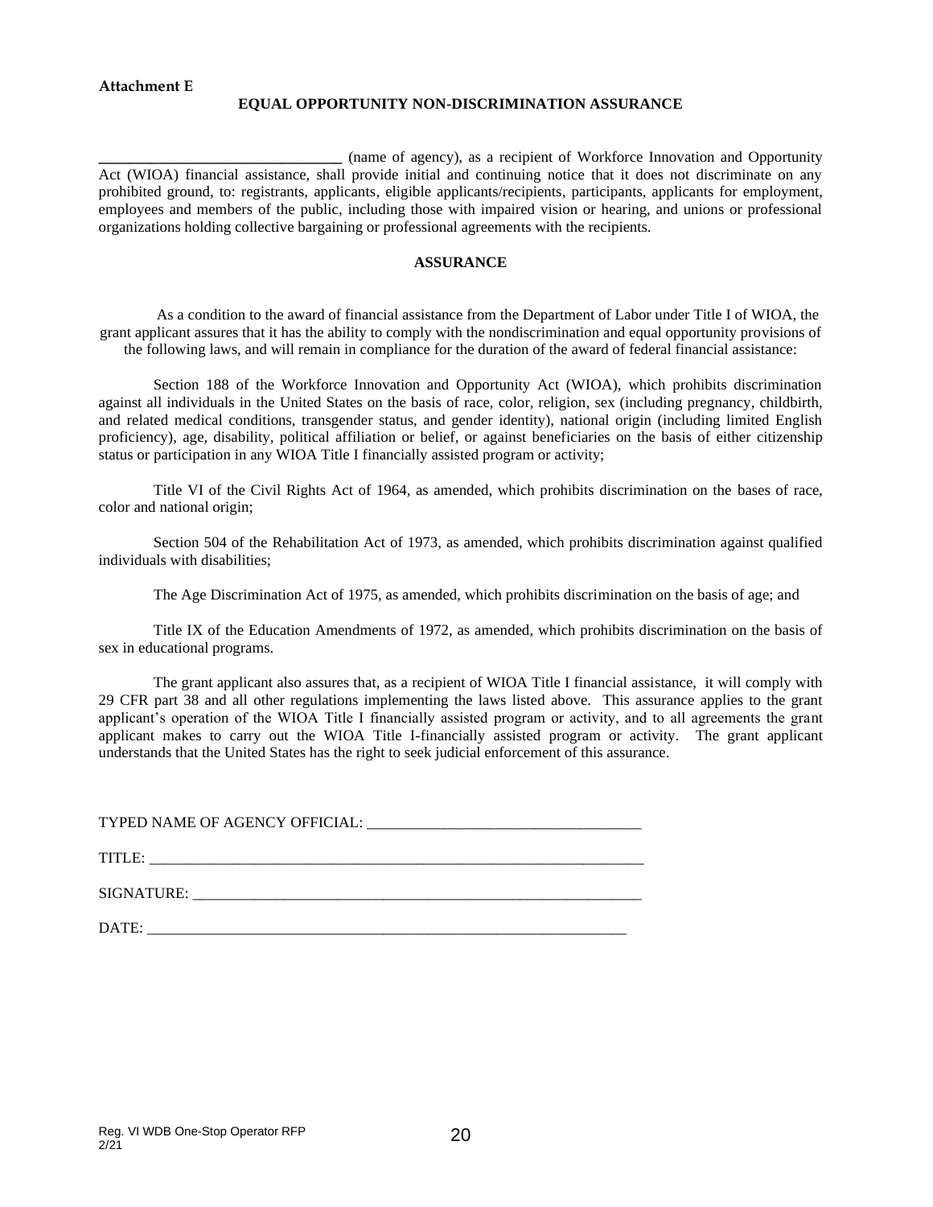**Attachment E**

## EQUAL OPPORTUNITY NON-DISCRIMINATION ASSURANCE

_______________________________ (name of agency), as a recipient of Workforce Innovation and Opportunity Act (WIOA) financial assistance, shall provide initial and continuing notice that it does not discriminate on any prohibited ground, to: registrants, applicants, eligible applicants/recipients, participants, applicants for employment, employees and members of the public, including those with impaired vision or hearing, and unions or professional organizations holding collective bargaining or professional agreements with the recipients.

### ASSURANCE

As a condition to the award of financial assistance from the Department of Labor under Title I of WIOA, the grant applicant assures that it has the ability to comply with the nondiscrimination and equal opportunity provisions of the following laws, and will remain in compliance for the duration of the award of federal financial assistance:

Section 188 of the Workforce Innovation and Opportunity Act (WIOA), which prohibits discrimination against all individuals in the United States on the basis of race, color, religion, sex (including pregnancy, childbirth, and related medical conditions, transgender status, and gender identity), national origin (including limited English proficiency), age, disability, political affiliation or belief, or against beneficiaries on the basis of either citizenship status or participation in any WIOA Title I financially assisted program or activity;

Title VI of the Civil Rights Act of 1964, as amended, which prohibits discrimination on the bases of race, color and national origin;

Section 504 of the Rehabilitation Act of 1973, as amended, which prohibits discrimination against qualified individuals with disabilities;

The Age Discrimination Act of 1975, as amended, which prohibits discrimination on the basis of age; and

Title IX of the Education Amendments of 1972, as amended, which prohibits discrimination on the basis of sex in educational programs.

The grant applicant also assures that, as a recipient of WIOA Title I financial assistance, it will comply with 29 CFR part 38 and all other regulations implementing the laws listed above. This assurance applies to the grant applicant's operation of the WIOA Title I financially assisted program or activity, and to all agreements the grant applicant makes to carry out the WIOA Title I-financially assisted program or activity. The grant applicant understands that the United States has the right to seek judicial enforcement of this assurance.

TYPED NAME OF AGENCY OFFICIAL: ___________________________________

TITLE: _______________________________________________________________

SIGNATURE: __________________________________________________________

DATE: _______________________________________________________________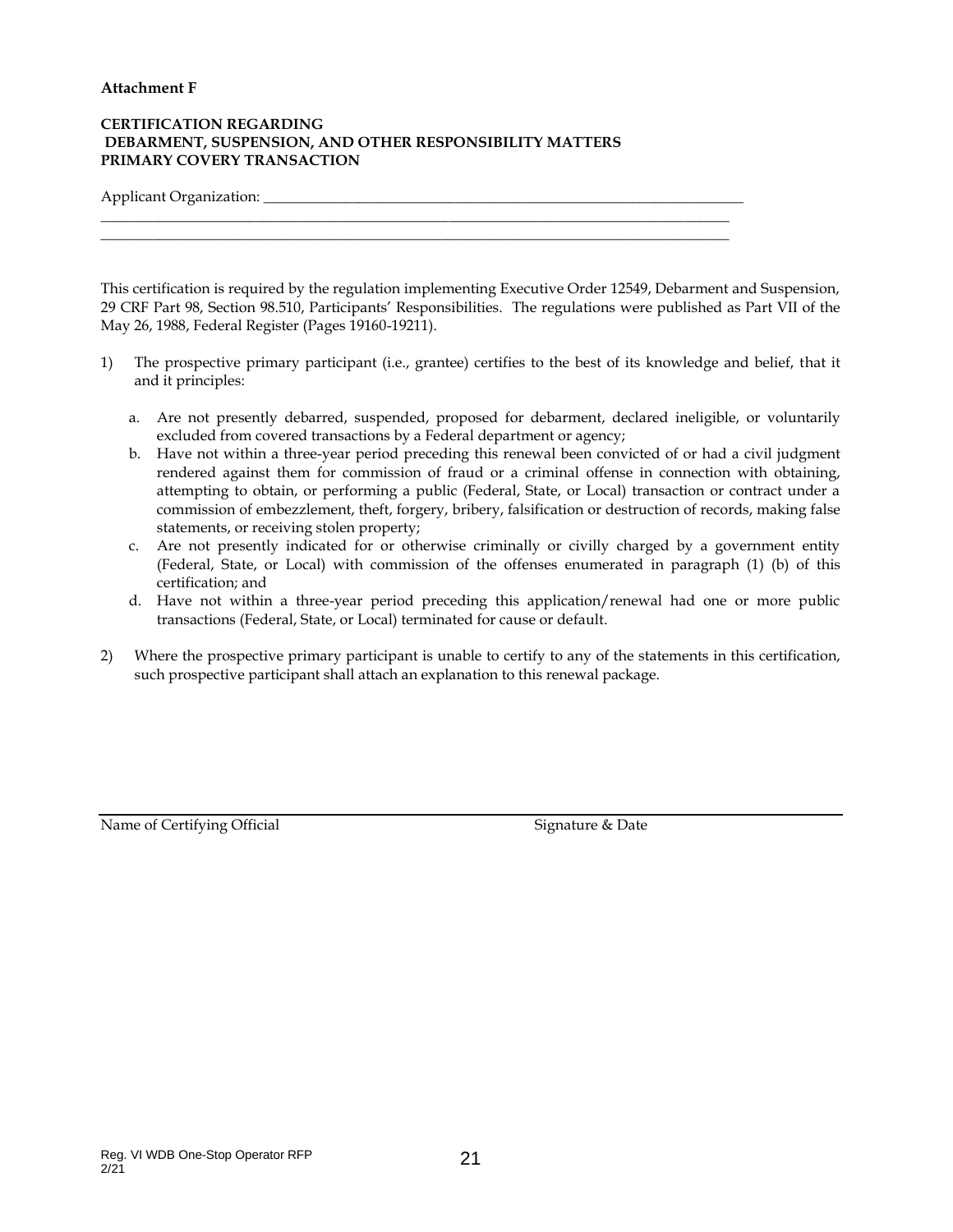**Attachment F**

**CERTIFICATION REGARDING**
**DEBARMENT, SUSPENSION, AND OTHER RESPONSIBILITY MATTERS**
**PRIMARY COVERY TRANSACTION**

Applicant Organization: ____________________________________________________________________
____________________________________________________________________________________
____________________________________________________________________________________

This certification is required by the regulation implementing Executive Order 12549, Debarment and Suspension, 29 CRF Part 98, Section 98.510, Participants' Responsibilities. The regulations were published as Part VII of the May 26, 1988, Federal Register (Pages 19160-19211).

1) The prospective primary participant (i.e., grantee) certifies to the best of its knowledge and belief, that it and it principles:

   a. Are not presently debarred, suspended, proposed for debarment, declared ineligible, or voluntarily excluded from covered transactions by a Federal department or agency;
   b. Have not within a three-year period preceding this renewal been convicted of or had a civil judgment rendered against them for commission of fraud or a criminal offense in connection with obtaining, attempting to obtain, or performing a public (Federal, State, or Local) transaction or contract under a commission of embezzlement, theft, forgery, bribery, falsification or destruction of records, making false statements, or receiving stolen property;
   c. Are not presently indicated for or otherwise criminally or civilly charged by a government entity (Federal, State, or Local) with commission of the offenses enumerated in paragraph (1) (b) of this certification; and
   d. Have not within a three-year period preceding this application/renewal had one or more public transactions (Federal, State, or Local) terminated for cause or default.

2) Where the prospective primary participant is unable to certify to any of the statements in this certification, such prospective participant shall attach an explanation to this renewal package.

____________________________________________________________________________________
Name of Certifying Official                                        Signature & Date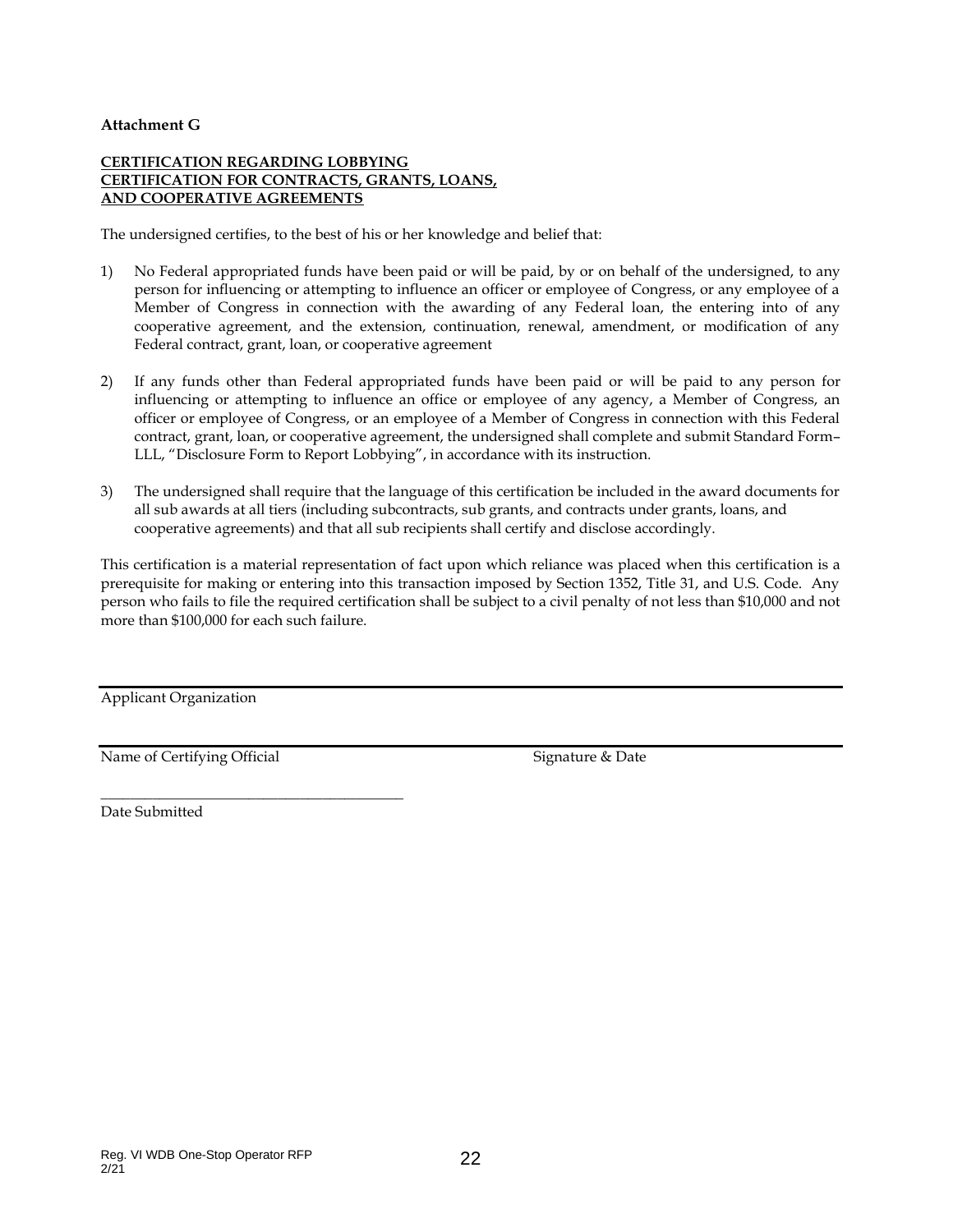**Attachment G**

**CERTIFICATION REGARDING LOBBYING**
**CERTIFICATION FOR CONTRACTS, GRANTS, LOANS, AND COOPERATIVE AGREEMENTS**

The undersigned certifies, to the best of his or her knowledge and belief that:

1) No Federal appropriated funds have been paid or will be paid, by or on behalf of the undersigned, to any person for influencing or attempting to influence an officer or employee of Congress, or any employee of a Member of Congress in connection with the awarding of any Federal loan, the entering into of any cooperative agreement, and the extension, continuation, renewal, amendment, or modification of any Federal contract, grant, loan, or cooperative agreement

2) If any funds other than Federal appropriated funds have been paid or will be paid to any person for influencing or attempting to influence an office or employee of any agency, a Member of Congress, an officer or employee of Congress, or an employee of a Member of Congress in connection with this Federal contract, grant, loan, or cooperative agreement, the undersigned shall complete and submit Standard Form–LLL, "Disclosure Form to Report Lobbying", in accordance with its instruction.

3) The undersigned shall require that the language of this certification be included in the award documents for all sub awards at all tiers (including subcontracts, sub grants, and contracts under grants, loans, and cooperative agreements) and that all sub recipients shall certify and disclose accordingly.

This certification is a material representation of fact upon which reliance was placed when this certification is a prerequisite for making or entering into this transaction imposed by Section 1352, Title 31, and U.S. Code. Any person who fails to file the required certification shall be subject to a civil penalty of not less than $10,000 and not more than $100,000 for each such failure.

_____________________________________________

Applicant Organization

_____________________________________________

Name of Certifying Official Signature & Date

_____________________________________________

Date Submitted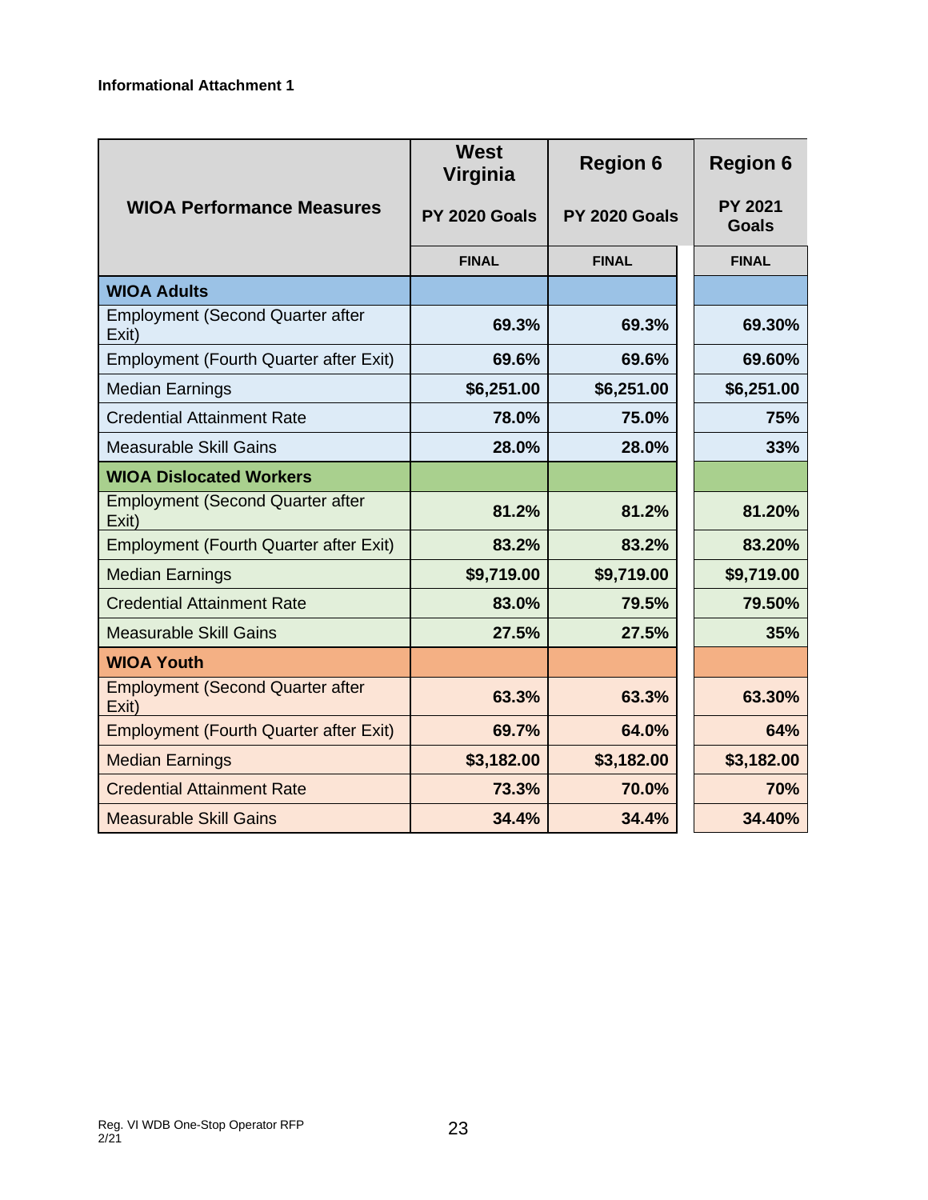**Informational Attachment 1**

| WIOA Performance Measures | West Virginia PY 2020 Goals | Region 6 PY 2020 Goals | Region 6 PY 2021 Goals |
|---|---|---|---|
| | FINAL | FINAL | FINAL |
| **WIOA Adults** | | | |
| Employment (Second Quarter after Exit) | **69.3%** | **69.3%** | **69.30%** |
| Employment (Fourth Quarter after Exit) | **69.6%** | **69.6%** | **69.60%** |
| Median Earnings | **$6,251.00** | **$6,251.00** | **$6,251.00** |
| Credential Attainment Rate | **78.0%** | **75.0%** | **75%** |
| Measurable Skill Gains | **28.0%** | **28.0%** | **33%** |
| **WIOA Dislocated Workers** | | | |
| Employment (Second Quarter after Exit) | **81.2%** | **81.2%** | **81.20%** |
| Employment (Fourth Quarter after Exit) | **83.2%** | **83.2%** | **83.20%** |
| Median Earnings | **$9,719.00** | **$9,719.00** | **$9,719.00** |
| Credential Attainment Rate | **83.0%** | **79.5%** | **79.50%** |
| Measurable Skill Gains | **27.5%** | **27.5%** | **35%** |
| **WIOA Youth** | | | |
| Employment (Second Quarter after Exit) | **63.3%** | **63.3%** | **63.30%** |
| Employment (Fourth Quarter after Exit) | **69.7%** | **64.0%** | **64%** |
| Median Earnings | **$3,182.00** | **$3,182.00** | **$3,182.00** |
| Credential Attainment Rate | **73.3%** | **70.0%** | **70%** |
| Measurable Skill Gains | **34.4%** | **34.4%** | **34.40%** |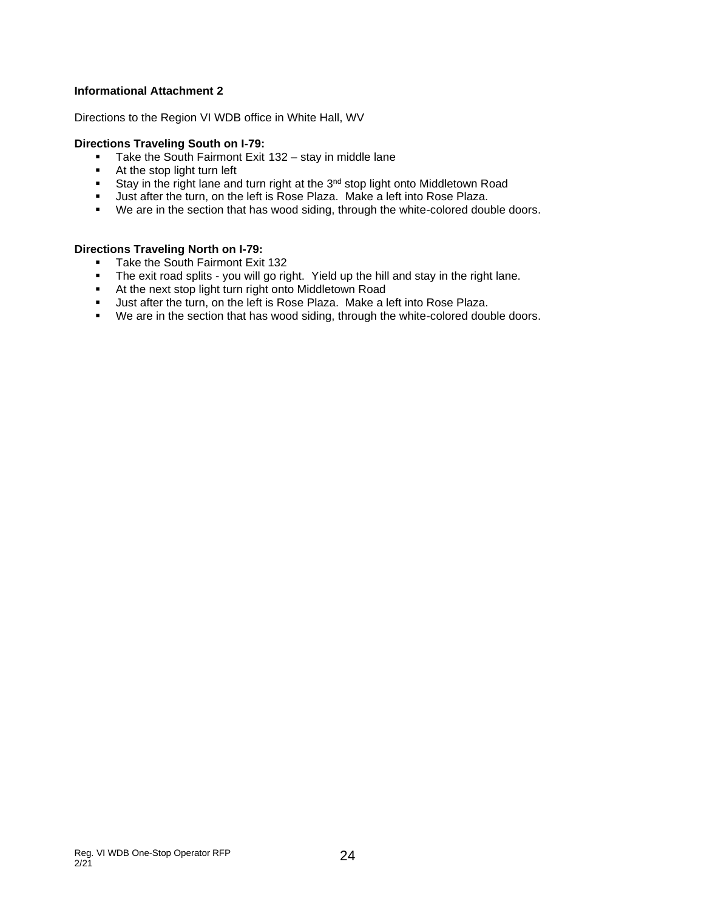**Informational Attachment 2**

Directions to the Region VI WDB office in White Hall, WV

**Directions Traveling South on I-79:**

- Take the South Fairmont Exit 132 – stay in middle lane
- At the stop light turn left
- Stay in the right lane and turn right at the 3rd stop light onto Middletown Road
- Just after the turn, on the left is Rose Plaza. Make a left into Rose Plaza.
- We are in the section that has wood siding, through the white-colored double doors.

**Directions Traveling North on I-79:**

- Take the South Fairmont Exit 132
- The exit road splits - you will go right. Yield up the hill and stay in the right lane.
- At the next stop light turn right onto Middletown Road
- Just after the turn, on the left is Rose Plaza. Make a left into Rose Plaza.
- We are in the section that has wood siding, through the white-colored double doors.